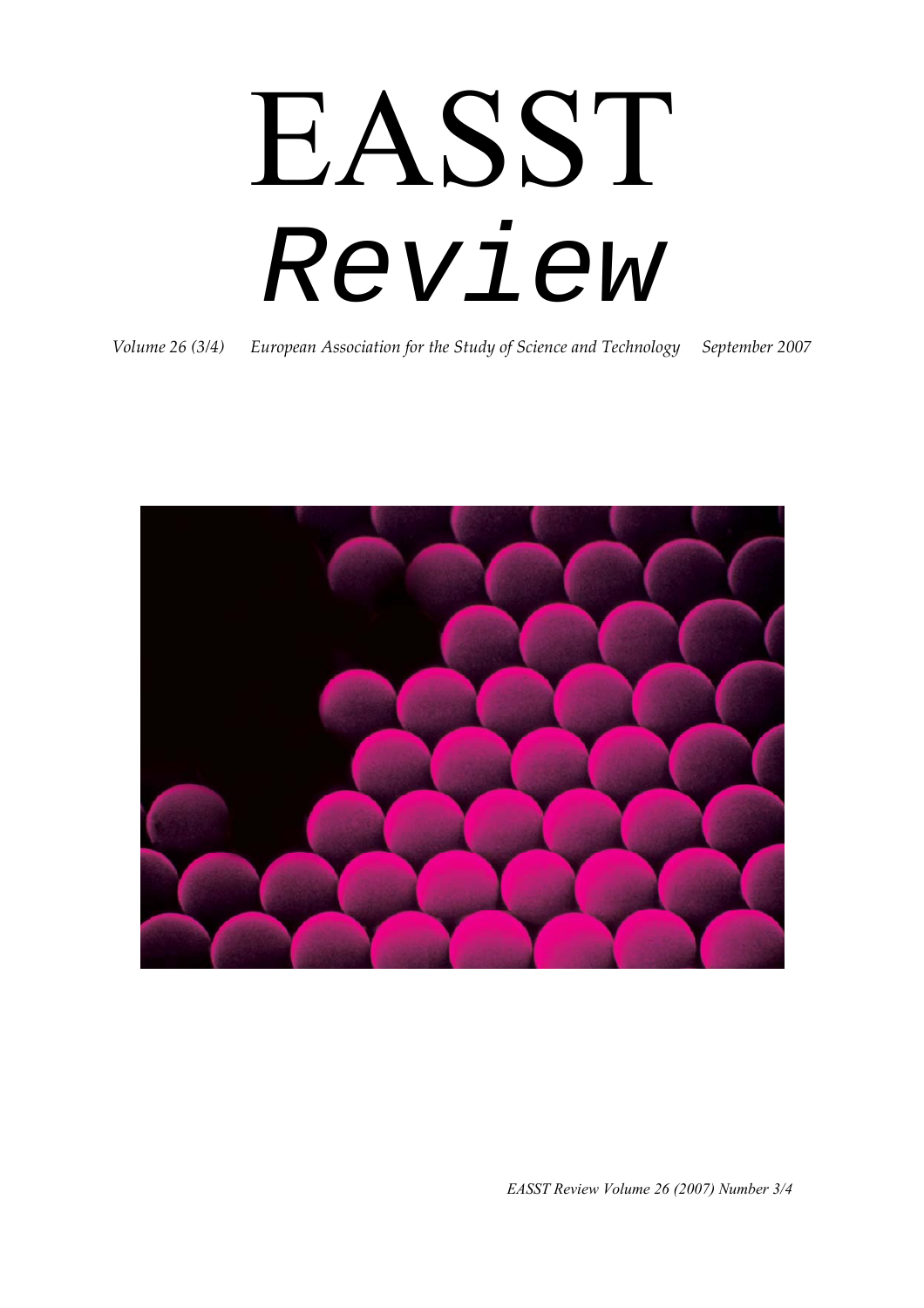# EASST
# *Review*

*Volume 26 (3/4)* *European Association for the Study of Science and Technology* *September 2007*

*EASST Review Volume 26 (2007) Number 3/4*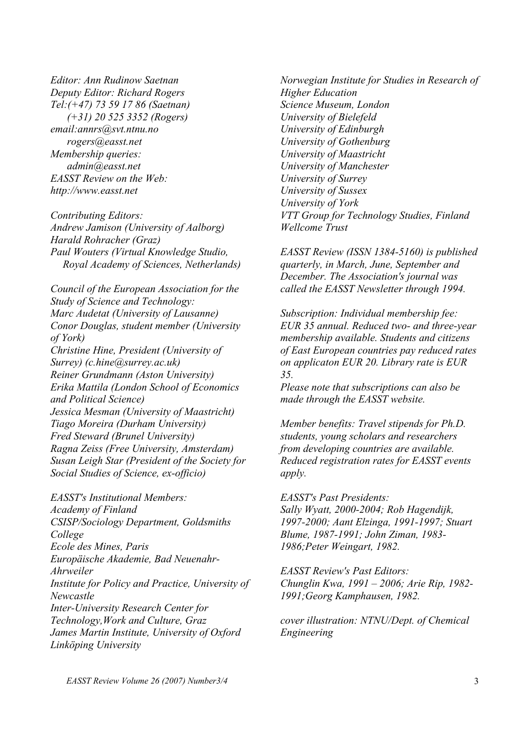*Editor: Ann Rudinow Saetnan*  
*Deputy Editor: Richard Rogers*  
*Tel:(+47) 73 59 17 86 (Saetnan)*  
*(+31) 20 525 3352 (Rogers)*  
*email:annrs@svt.ntnu.no*  
*rogers@easst.net*  
*Membership queries:*  
*admin@easst.net*  
*EASST Review on the Web:*  
*http://www.easst.net*

*Contributing Editors:*  
*Andrew Jamison (University of Aalborg)*  
*Harald Rohracher (Graz)*  
*Paul Wouters (Virtual Knowledge Studio, Royal Academy of Sciences, Netherlands)*

*Council of the European Association for the Study of Science and Technology:*  
*Marc Audetat (University of Lausanne)*  
*Conor Douglas, student member (University of York)*  
*Christine Hine, President (University of Surrey) (c.hine@surrey.ac.uk)*  
*Reiner Grundmann (Aston University)*  
*Erika Mattila (London School of Economics and Political Science)*  
*Jessica Mesman (University of Maastricht)*  
*Tiago Moreira (Durham University)*  
*Fred Steward (Brunel University)*  
*Ragna Zeiss (Free University, Amsterdam)*  
*Susan Leigh Star (President of the Society for Social Studies of Science, ex-officio)*

*EASST's Institutional Members:*  
*Academy of Finland*  
*CSISP/Sociology Department, Goldsmiths College*  
*Ecole des Mines, Paris*  
*Europäische Akademie, Bad Neuenahr-Ahrweiler*  
*Institute for Policy and Practice, University of Newcastle*  
*Inter-University Research Center for Technology,Work and Culture, Graz*  
*James Martin Institute, University of Oxford*  
*Linköping University*  
*Norwegian Institute for Studies in Research of Higher Education*  
*Science Museum, London*  
*University of Bielefeld*  
*University of Edinburgh*  
*University of Gothenburg*  
*University of Maastricht*  
*University of Manchester*  
*University of Surrey*  
*University of Sussex*  
*University of York*  
*VTT Group for Technology Studies, Finland*  
*Wellcome Trust*

*EASST Review (ISSN 1384-5160) is published quarterly, in March, June, September and December. The Association's journal was called the EASST Newsletter through 1994.*

*Subscription: Individual membership fee: EUR 35 annual. Reduced two- and three-year membership available. Students and citizens of East European countries pay reduced rates on applicaton EUR 20. Library rate is EUR 35.*  
*Please note that subscriptions can also be made through the EASST website.*

*Member benefits: Travel stipends for Ph.D. students, young scholars and researchers from developing countries are available. Reduced registration rates for EASST events apply.*

*EASST's Past Presidents:*  
*Sally Wyatt, 2000-2004; Rob Hagendijk, 1997-2000; Aant Elzinga, 1991-1997; Stuart Blume, 1987-1991; John Ziman, 1983-1986;Peter Weingart, 1982.*

*EASST Review's Past Editors:*  
*Chunglin Kwa, 1991 – 2006; Arie Rip, 1982-1991;Georg Kamphausen, 1982.*

*cover illustration: NTNU/Dept. of Chemical Engineering*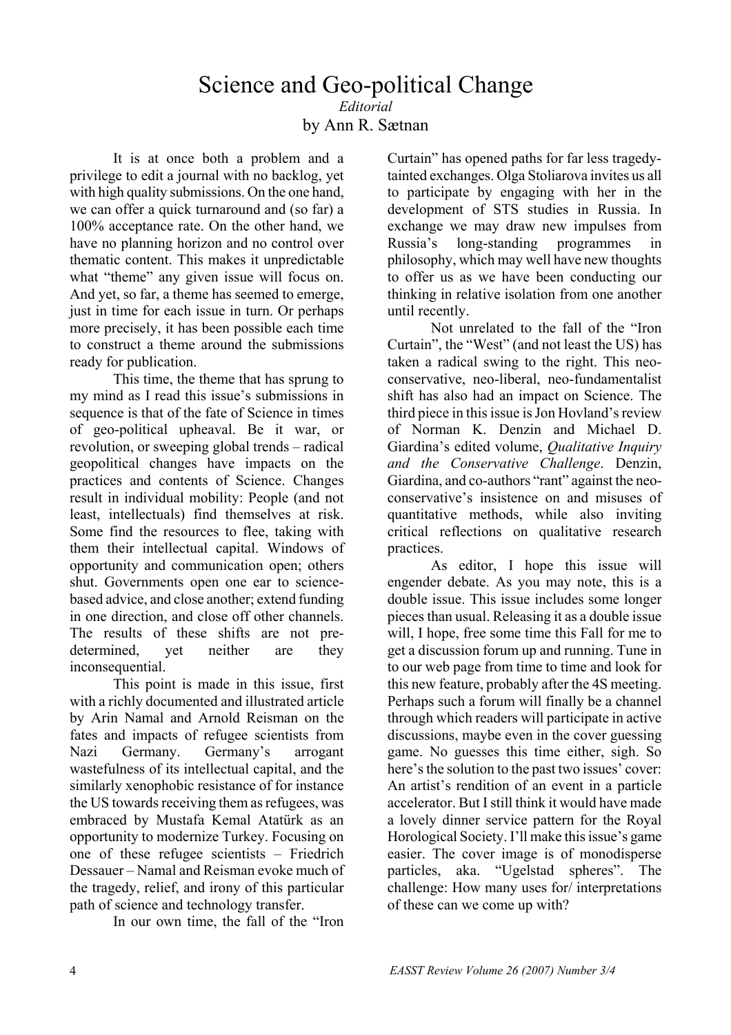# Science and Geo-political Change

*Editorial*

by Ann R. Sætnan

It is at once both a problem and a privilege to edit a journal with no backlog, yet with high quality submissions. On the one hand, we can offer a quick turnaround and (so far) a 100% acceptance rate. On the other hand, we have no planning horizon and no control over thematic content. This makes it unpredictable what "theme" any given issue will focus on. And yet, so far, a theme has seemed to emerge, just in time for each issue in turn. Or perhaps more precisely, it has been possible each time to construct a theme around the submissions ready for publication.

This time, the theme that has sprung to my mind as I read this issue's submissions in sequence is that of the fate of Science in times of geo-political upheaval. Be it war, or revolution, or sweeping global trends – radical geopolitical changes have impacts on the practices and contents of Science. Changes result in individual mobility: People (and not least, intellectuals) find themselves at risk. Some find the resources to flee, taking with them their intellectual capital. Windows of opportunity and communication open; others shut. Governments open one ear to science-based advice, and close another; extend funding in one direction, and close off other channels. The results of these shifts are not pre-determined, yet neither are they inconsequential.

This point is made in this issue, first with a richly documented and illustrated article by Arin Namal and Arnold Reisman on the fates and impacts of refugee scientists from Nazi Germany. Germany's arrogant wastefulness of its intellectual capital, and the similarly xenophobic resistance of for instance the US towards receiving them as refugees, was embraced by Mustafa Kemal Atatürk as an opportunity to modernize Turkey. Focusing on one of these refugee scientists – Friedrich Dessauer – Namal and Reisman evoke much of the tragedy, relief, and irony of this particular path of science and technology transfer.

In our own time, the fall of the "Iron Curtain" has opened paths for far less tragedy-tainted exchanges. Olga Stoliarova invites us all to participate by engaging with her in the development of STS studies in Russia. In exchange we may draw new impulses from Russia's long-standing programmes in philosophy, which may well have new thoughts to offer us as we have been conducting our thinking in relative isolation from one another until recently.

Not unrelated to the fall of the "Iron Curtain", the "West" (and not least the US) has taken a radical swing to the right. This neo-conservative, neo-liberal, neo-fundamentalist shift has also had an impact on Science. The third piece in this issue is Jon Hovland's review of Norman K. Denzin and Michael D. Giardina's edited volume, *Qualitative Inquiry and the Conservative Challenge*. Denzin, Giardina, and co-authors "rant" against the neo-conservative's insistence on and misuses of quantitative methods, while also inviting critical reflections on qualitative research practices.

As editor, I hope this issue will engender debate. As you may note, this is a double issue. This issue includes some longer pieces than usual. Releasing it as a double issue will, I hope, free some time this Fall for me to get a discussion forum up and running. Tune in to our web page from time to time and look for this new feature, probably after the 4S meeting. Perhaps such a forum will finally be a channel through which readers will participate in active discussions, maybe even in the cover guessing game. No guesses this time either, sigh. So here's the solution to the past two issues' cover: An artist's rendition of an event in a particle accelerator. But I still think it would have made a lovely dinner service pattern for the Royal Horological Society. I'll make this issue's game easier. The cover image is of monodisperse particles, aka. "Ugelstad spheres". The challenge: How many uses for/ interpretations of these can we come up with?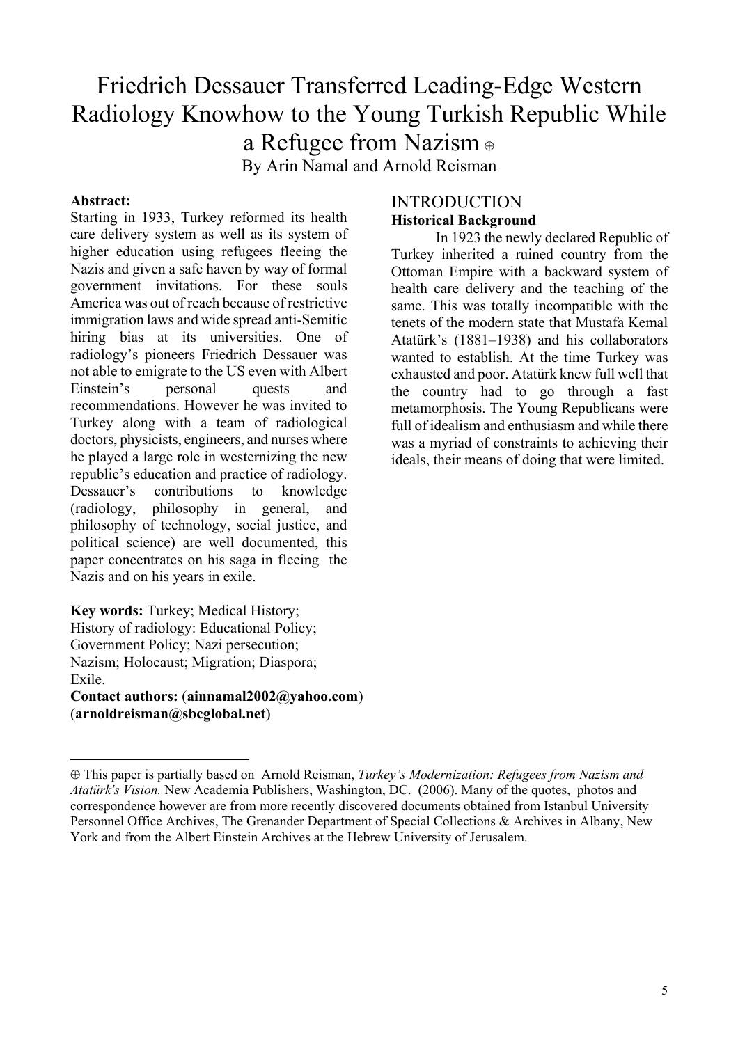# Friedrich Dessauer Transferred Leading-Edge Western Radiology Knowhow to the Young Turkish Republic While a Refugee from Nazism ⊕

By Arin Namal and Arnold Reisman

**Abstract:**
Starting in 1933, Turkey reformed its health care delivery system as well as its system of higher education using refugees fleeing the Nazis and given a safe haven by way of formal government invitations. For these souls America was out of reach because of restrictive immigration laws and wide spread anti-Semitic hiring bias at its universities. One of radiology's pioneers Friedrich Dessauer was not able to emigrate to the US even with Albert Einstein's personal quests and recommendations. However he was invited to Turkey along with a team of radiological doctors, physicists, engineers, and nurses where he played a large role in westernizing the new republic's education and practice of radiology. Dessauer's contributions to knowledge (radiology, philosophy in general, and philosophy of technology, social justice, and political science) are well documented, this paper concentrates on his saga in fleeing the Nazis and on his years in exile.

**Key words:** Turkey; Medical History; History of radiology: Educational Policy; Government Policy; Nazi persecution; Nazism; Holocaust; Migration; Diaspora; Exile.

**Contact authors:** (**ainnamal2002@yahoo.com**) (**arnoldreisman@sbcglobal.net**)

## INTRODUCTION

### Historical Background

In 1923 the newly declared Republic of Turkey inherited a ruined country from the Ottoman Empire with a backward system of health care delivery and the teaching of the same. This was totally incompatible with the tenets of the modern state that Mustafa Kemal Atatürk's (1881–1938) and his collaborators wanted to establish. At the time Turkey was exhausted and poor. Atatürk knew full well that the country had to go through a fast metamorphosis. The Young Republicans were full of idealism and enthusiasm and while there was a myriad of constraints to achieving their ideals, their means of doing that were limited.

---

⊕ This paper is partially based on Arnold Reisman, *Turkey's Modernization: Refugees from Nazism and Atatürk's Vision.* New Academia Publishers, Washington, DC. (2006). Many of the quotes, photos and correspondence however are from more recently discovered documents obtained from Istanbul University Personnel Office Archives, The Grenander Department of Special Collections & Archives in Albany, New York and from the Albert Einstein Archives at the Hebrew University of Jerusalem.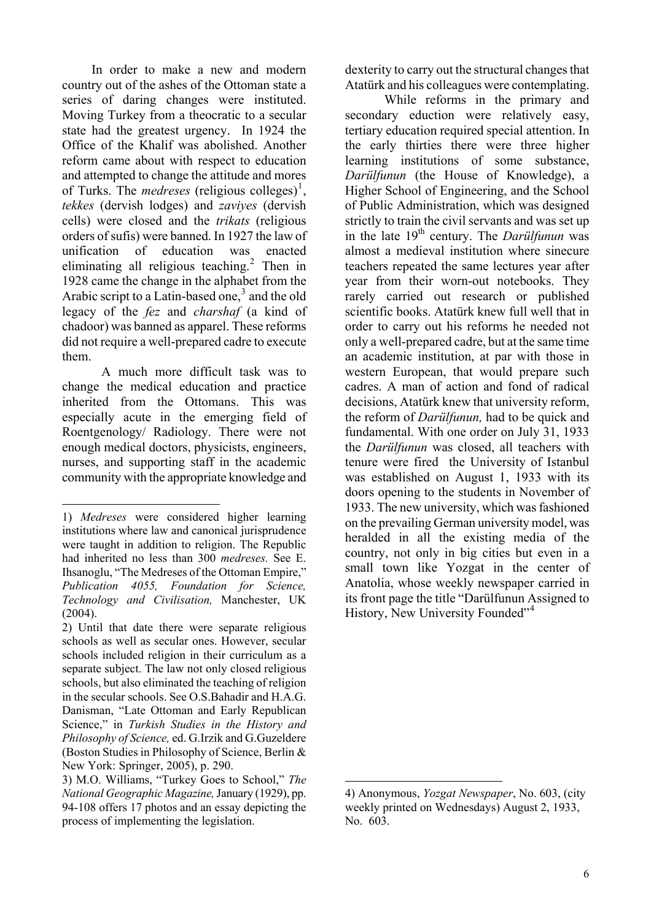In order to make a new and modern country out of the ashes of the Ottoman state a series of daring changes were instituted. Moving Turkey from a theocratic to a secular state had the greatest urgency. In 1924 the Office of the Khalif was abolished. Another reform came about with respect to education and attempted to change the attitude and mores of Turks. The *medreses* (religious colleges)[1], *tekkes* (dervish lodges) and *zaviyes* (dervish cells) were closed and the *trikats* (religious orders of sufis) were banned. In 1927 the law of unification of education was enacted eliminating all religious teaching.[2] Then in 1928 came the change in the alphabet from the Arabic script to a Latin-based one,[3] and the old legacy of the *fez* and *charshaf* (a kind of chadoor) was banned as apparel. These reforms did not require a well-prepared cadre to execute them.

A much more difficult task was to change the medical education and practice inherited from the Ottomans. This was especially acute in the emerging field of Roentgenology/ Radiology. There were not enough medical doctors, physicists, engineers, nurses, and supporting staff in the academic community with the appropriate knowledge and dexterity to carry out the structural changes that Atatürk and his colleagues were contemplating.

While reforms in the primary and secondary eduction were relatively easy, tertiary education required special attention. In the early thirties there were three higher learning institutions of some substance, *Darülfunun* (the House of Knowledge), a Higher School of Engineering, and the School of Public Administration, which was designed strictly to train the civil servants and was set up in the late 19th century. The *Darülfunun* was almost a medieval institution where sinecure teachers repeated the same lectures year after year from their worn-out notebooks. They rarely carried out research or published scientific books. Atatürk knew full well that in order to carry out his reforms he needed not only a well-prepared cadre, but at the same time an academic institution, at par with those in western European, that would prepare such cadres. A man of action and fond of radical decisions, Atatürk knew that university reform, the reform of *Darülfunun,* had to be quick and fundamental. With one order on July 31, 1933 the *Darülfunun* was closed, all teachers with tenure were fired the University of Istanbul was established on August 1, 1933 with its doors opening to the students in November of 1933. The new university, which was fashioned on the prevailing German university model, was heralded in all the existing media of the country, not only in big cities but even in a small town like Yozgat in the center of Anatolia, whose weekly newspaper carried in its front page the title "Darülfunun Assigned to History, New University Founded"[4]

---

1) *Medreses* were considered higher learning institutions where law and canonical jurisprudence were taught in addition to religion. The Republic had inherited no less than 300 *medreses.* See E. Ihsanoglu, "The Medreses of the Ottoman Empire," *Publication 4055, Foundation for Science, Technology and Civilisation,* Manchester, UK (2004).

2) Until that date there were separate religious schools as well as secular ones. However, secular schools included religion in their curriculum as a separate subject. The law not only closed religious schools, but also eliminated the teaching of religion in the secular schools. See O.S.Bahadir and H.A.G. Danisman, "Late Ottoman and Early Republican Science," in *Turkish Studies in the History and Philosophy of Science,* ed. G.Irzik and G.Guzeldere (Boston Studies in Philosophy of Science, Berlin & New York: Springer, 2005), p. 290.

3) M.O. Williams, "Turkey Goes to School," *The National Geographic Magazine,* January (1929), pp. 94-108 offers 17 photos and an essay depicting the process of implementing the legislation.

4) Anonymous, *Yozgat Newspaper*, No. 603, (city weekly printed on Wednesdays) August 2, 1933, No. 603.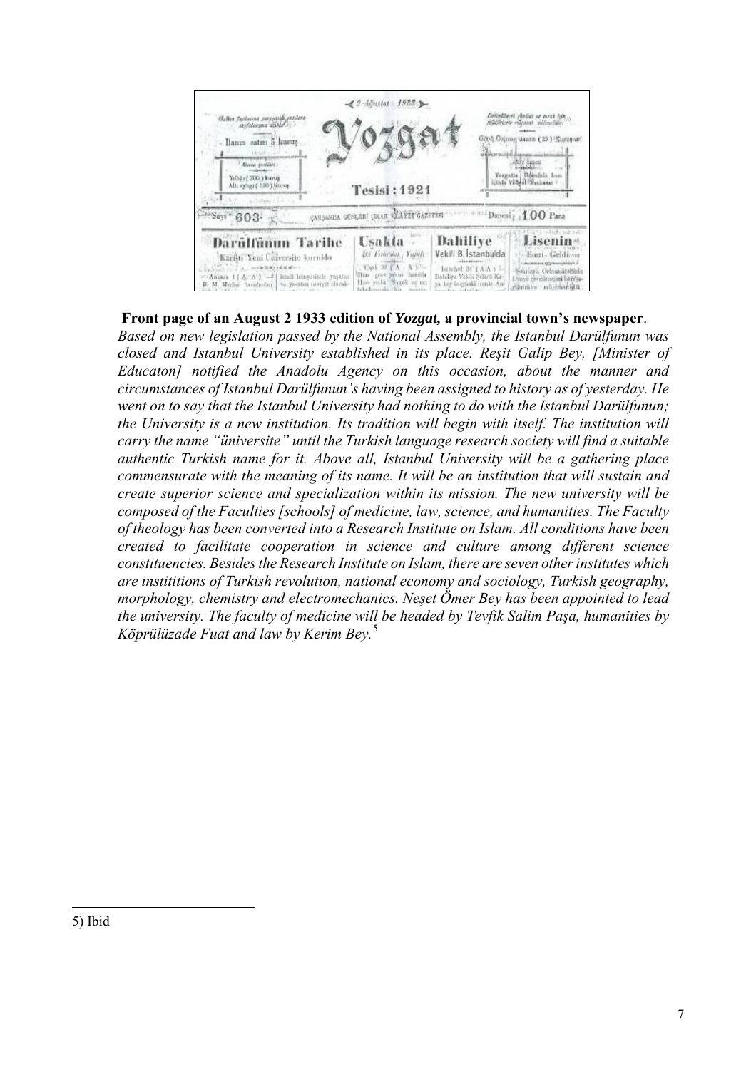**Front page of an August 2 1933 edition of *Yozgat,* a provincial town's newspaper**.

*Based on new legislation passed by the National Assembly, the Istanbul Darülfunun was closed and Istanbul University established in its place. Reşit Galip Bey, [Minister of Educaton] notified the Anadolu Agency on this occasion, about the manner and circumstances of Istanbul Darülfunun's having been assigned to history as of yesterday. He went on to say that the Istanbul University had nothing to do with the Istanbul Darülfunun; the University is a new institution. Its tradition will begin with itself. The institution will carry the name "üniversite" until the Turkish language research society will find a suitable authentic Turkish name for it. Above all, Istanbul University will be a gathering place commensurate with the meaning of its name. It will be an institution that will sustain and create superior science and specialization within its mission. The new university will be composed of the Faculties [schools] of medicine, law, science, and humanities. The Faculty of theology has been converted into a Research Institute on Islam. All conditions have been created to facilitate cooperation in science and culture among different science constituencies. Besides the Research Institute on Islam, there are seven other institutes which are instititions of Turkish revolution, national economy and sociology, Turkish geography, morphology, chemistry and electromechanics. Neşet Ömer Bey has been appointed to lead the university. The faculty of medicine will be headed by Tevfik Salim Paşa, humanities by Köprülüzade Fuat and law by Kerim Bey.*[5]

5) Ibid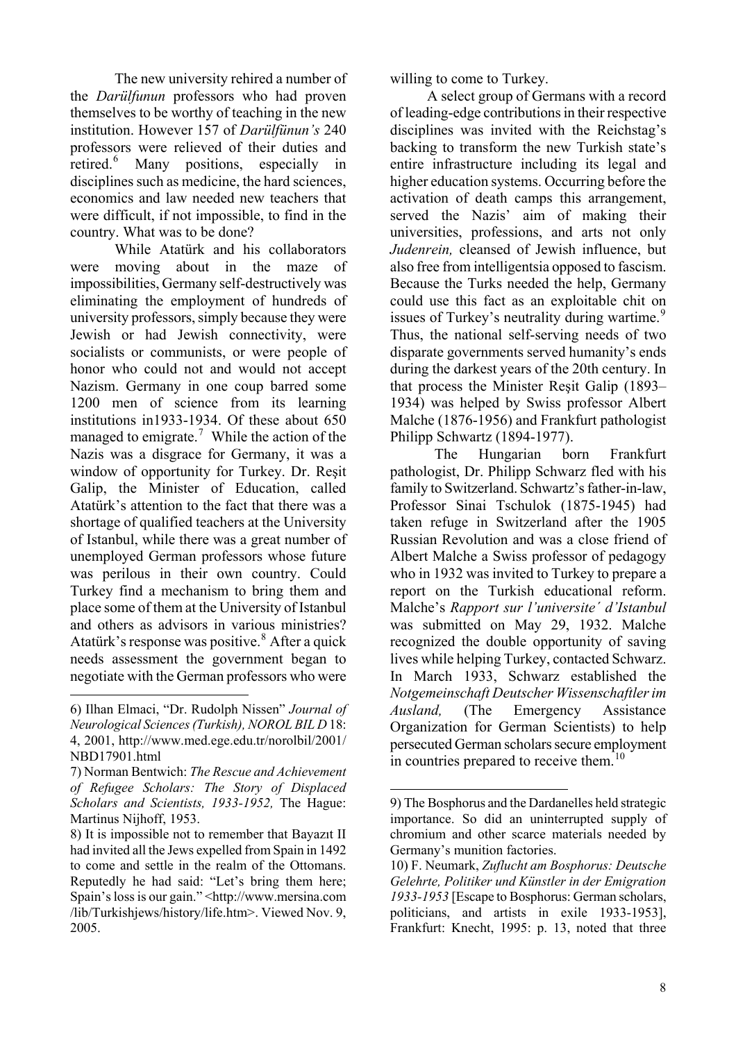The new university rehired a number of the *Darülfunun* professors who had proven themselves to be worthy of teaching in the new institution. However 157 of *Darülfünun's* 240 professors were relieved of their duties and retired.[6] Many positions, especially in disciplines such as medicine, the hard sciences, economics and law needed new teachers that were difficult, if not impossible, to find in the country. What was to be done?

While Atatürk and his collaborators were moving about in the maze of impossibilities, Germany self-destructively was eliminating the employment of hundreds of university professors, simply because they were Jewish or had Jewish connectivity, were socialists or communists, or were people of honor who could not and would not accept Nazism. Germany in one coup barred some 1200 men of science from its learning institutions in1933-1934. Of these about 650 managed to emigrate.[7] While the action of the Nazis was a disgrace for Germany, it was a window of opportunity for Turkey. Dr. Reşit Galip, the Minister of Education, called Atatürk's attention to the fact that there was a shortage of qualified teachers at the University of Istanbul, while there was a great number of unemployed German professors whose future was perilous in their own country. Could Turkey find a mechanism to bring them and place some of them at the University of Istanbul and others as advisors in various ministries? Atatürk's response was positive.[8] After a quick needs assessment the government began to negotiate with the German professors who were willing to come to Turkey.

A select group of Germans with a record of leading-edge contributions in their respective disciplines was invited with the Reichstag's backing to transform the new Turkish state's entire infrastructure including its legal and higher education systems. Occurring before the activation of death camps this arrangement, served the Nazis' aim of making their universities, professions, and arts not only *Judenrein,* cleansed of Jewish influence, but also free from intelligentsia opposed to fascism. Because the Turks needed the help, Germany could use this fact as an exploitable chit on issues of Turkey's neutrality during wartime.[9] Thus, the national self-serving needs of two disparate governments served humanity's ends during the darkest years of the 20th century. In that process the Minister Reşit Galip (1893–1934) was helped by Swiss professor Albert Malche (1876-1956) and Frankfurt pathologist Philipp Schwartz (1894-1977).

The Hungarian born Frankfurt pathologist, Dr. Philipp Schwarz fled with his family to Switzerland. Schwartz's father-in-law, Professor Sinai Tschulok (1875-1945) had taken refuge in Switzerland after the 1905 Russian Revolution and was a close friend of Albert Malche a Swiss professor of pedagogy who in 1932 was invited to Turkey to prepare a report on the Turkish educational reform. Malche's *Rapport sur l'universite´ d'Istanbul* was submitted on May 29, 1932. Malche recognized the double opportunity of saving lives while helping Turkey, contacted Schwarz. In March 1933, Schwarz established the *Notgemeinschaft Deutscher Wissenschaftler im Ausland,* (The Emergency Assistance Organization for German Scientists) to help persecuted German scholars secure employment in countries prepared to receive them.[10]

---

6) Ilhan Elmaci, "Dr. Rudolph Nissen" *Journal of Neurological Sciences (Turkish), NOROL BIL D* 18: 4, 2001, http://www.med.ege.edu.tr/norolbil/2001/NBD17901.html

7) Norman Bentwich: *The Rescue and Achievement of Refugee Scholars: The Story of Displaced Scholars and Scientists, 1933-1952,* The Hague: Martinus Nijhoff, 1953.

8) It is impossible not to remember that Bayazıt II had invited all the Jews expelled from Spain in 1492 to come and settle in the realm of the Ottomans. Reputedly he had said: "Let's bring them here; Spain's loss is our gain." <http://www.mersina.com/lib/Turkishjews/history/life.htm>. Viewed Nov. 9, 2005.

9) The Bosphorus and the Dardanelles held strategic importance. So did an uninterrupted supply of chromium and other scarce materials needed by Germany's munition factories.

10) F. Neumark, *Zuflucht am Bosphorus: Deutsche Gelehrte, Politiker und Künstler in der Emigration 1933-1953* [Escape to Bosphorus: German scholars, politicians, and artists in exile 1933-1953], Frankfurt: Knecht, 1995: p. 13, noted that three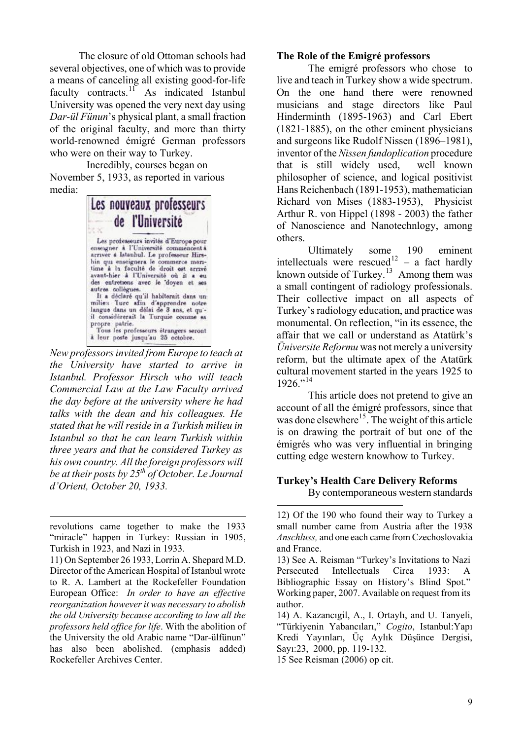The closure of old Ottoman schools had several objectives, one of which was to provide a means of canceling all existing good-for-life faculty contracts.[11] As indicated Istanbul University was opened the very next day using *Dar-ül Fünun*'s physical plant, a small fraction of the original faculty, and more than thirty world-renowned émigré German professors who were on their way to Turkey.

Incredibly, courses began on November 5, 1933, as reported in various media:

**Les nouveaux professeurs de l'Université**

Les professeurs invités d'Europe pour enseigner à l'Université commencent à arriver à Istanbul. Le professeur Hirshin qui enseignera le commerce maritime à la faculté de droit est arrivé avant-hier à l'Université où il a eu des entretiens avec le doyen et ses autres collègues.

Il a déclaré qu'il habiterait dans un milieu Turc afin d'apprendre notre langue dans un délai de 3 ans, et qu'il considérerait la Turquie comme sa propre patrie.

Tous les professeurs étrangers seront à leur poste jusqu'au 25 octobre.

*New professors invited from Europe to teach at the University have started to arrive in Istanbul. Professor Hirsch who will teach Commercial Law at the Law Faculty arrived the day before at the university where he had talks with the dean and his colleagues. He stated that he will reside in a Turkish milieu in Istanbul so that he can learn Turkish within three years and that he considered Turkey as his own country. All the foreign professors will be at their posts by 25th of October. Le Journal d'Orient, October 20, 1933.*

## The Role of the Emigré professors

The emigré professors who chose to live and teach in Turkey show a wide spectrum. On the one hand there were renowned musicians and stage directors like Paul Hinderminth (1895-1963) and Carl Ebert (1821-1885), on the other eminent physicians and surgeons like Rudolf Nissen (1896–1981), inventor of the *Nissen fundoplication* procedure that is still widely used, well known philosopher of science, and logical positivist Hans Reichenbach (1891-1953), mathematician Richard von Mises (1883-1953), Physicist Arthur R. von Hippel (1898 - 2003) the father of Nanoscience and Nanotechnlogy, among others.

Ultimately some 190 eminent intellectuals were rescued[12] – a fact hardly known outside of Turkey.[13] Among them was a small contingent of radiology professionals. Their collective impact on all aspects of Turkey's radiology education, and practice was monumental. On reflection, "in its essence, the affair that we call or understand as Atatürk's *Üniversite Reformu* was not merely a university reform, but the ultimate apex of the Atatürk cultural movement started in the years 1925 to 1926."[14]

This article does not pretend to give an account of all the émigré professors, since that was done elsewhere[15]. The weight of this article is on drawing the portrait of but one of the émigrés who was very influential in bringing cutting edge western knowhow to Turkey.

## Turkey's Health Care Delivery Reforms

By contemporaneous western standards

---

revolutions came together to make the 1933 "miracle" happen in Turkey: Russian in 1905, Turkish in 1923, and Nazi in 1933.

11) On September 26 1933, Lorrin A. Shepard M.D. Director of the American Hospital of Istanbul wrote to R. A. Lambert at the Rockefeller Foundation European Office: *In order to have an effective reorganization however it was necessary to abolish the old University because according to law all the professors held office for life*. With the abolition of the University the old Arabic name "Dar-ülfünun" has also been abolished. (emphasis added) Rockefeller Archives Center.

12) Of the 190 who found their way to Turkey a small number came from Austria after the 1938 *Anschluss,* and one each came from Czechoslovakia and France.

13) See A. Reisman "Turkey's Invitations to Nazi Persecuted Intellectuals Circa 1933: A Bibliographic Essay on History's Blind Spot." Working paper, 2007. Available on request from its author.

14) A. Kazancıgil, A., I. Ortaylı, and U. Tanyeli, "Türkiyenin Yabancıları," *Cogito*, Istanbul:Yapı Kredi Yayınları, Üç Aylık Düşünce Dergisi, Sayı:23, 2000, pp. 119-132.

15 See Reisman (2006) op cit.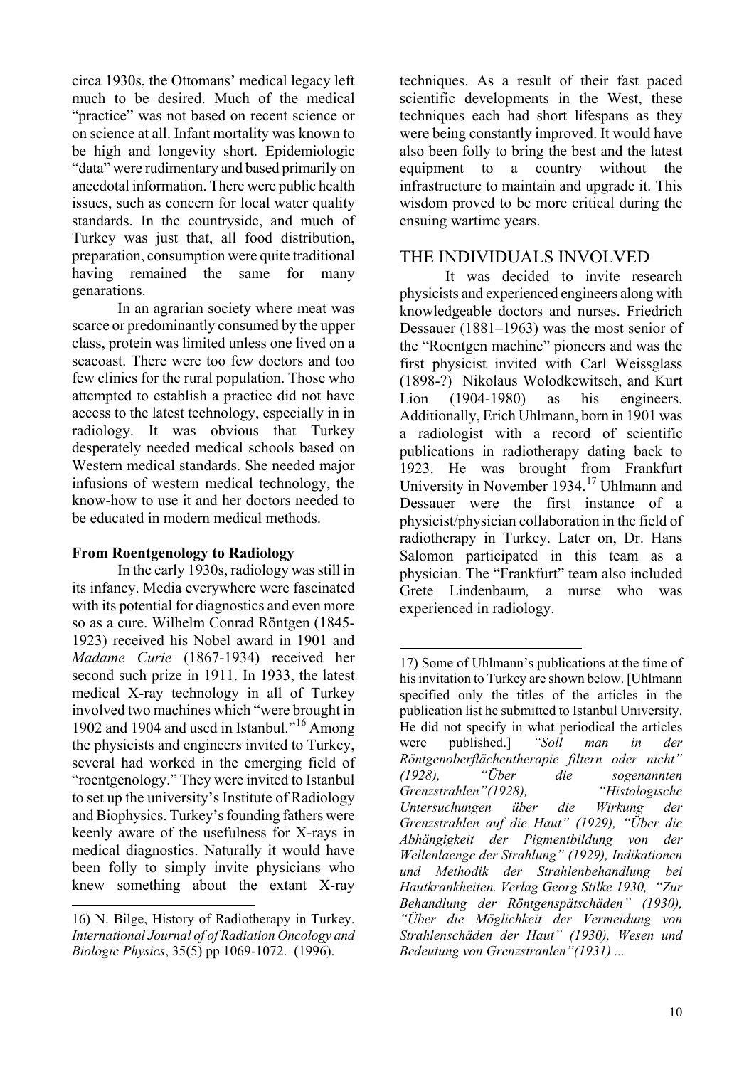circa 1930s, the Ottomans' medical legacy left much to be desired. Much of the medical "practice" was not based on recent science or on science at all. Infant mortality was known to be high and longevity short. Epidemiologic "data" were rudimentary and based primarily on anecdotal information. There were public health issues, such as concern for local water quality standards. In the countryside, and much of Turkey was just that, all food distribution, preparation, consumption were quite traditional having remained the same for many genarations.

In an agrarian society where meat was scarce or predominantly consumed by the upper class, protein was limited unless one lived on a seacoast. There were too few doctors and too few clinics for the rural population. Those who attempted to establish a practice did not have access to the latest technology, especially in in radiology. It was obvious that Turkey desperately needed medical schools based on Western medical standards. She needed major infusions of western medical technology, the know-how to use it and her doctors needed to be educated in modern medical methods.

**From Roentgenology to Radiology**

In the early 1930s, radiology was still in its infancy. Media everywhere were fascinated with its potential for diagnostics and even more so as a cure. Wilhelm Conrad Röntgen (1845-1923) received his Nobel award in 1901 and *Madame Curie* (1867-1934) received her second such prize in 1911. In 1933, the latest medical X-ray technology in all of Turkey involved two machines which "were brought in 1902 and 1904 and used in Istanbul."[16] Among the physicists and engineers invited to Turkey, several had worked in the emerging field of "roentgenology." They were invited to Istanbul to set up the university's Institute of Radiology and Biophysics. Turkey's founding fathers were keenly aware of the usefulness for X-rays in medical diagnostics. Naturally it would have been folly to simply invite physicians who knew something about the extant X-ray techniques. As a result of their fast paced scientific developments in the West, these techniques each had short lifespans as they were being constantly improved. It would have also been folly to bring the best and the latest equipment to a country without the infrastructure to maintain and upgrade it. This wisdom proved to be more critical during the ensuing wartime years.

## THE INDIVIDUALS INVOLVED

It was decided to invite research physicists and experienced engineers along with knowledgeable doctors and nurses. Friedrich Dessauer (1881–1963) was the most senior of the "Roentgen machine" pioneers and was the first physicist invited with Carl Weissglass (1898-?) Nikolaus Wolodkewitsch, and Kurt Lion (1904-1980) as his engineers. Additionally, Erich Uhlmann, born in 1901 was a radiologist with a record of scientific publications in radiotherapy dating back to 1923. He was brought from Frankfurt University in November 1934.[17] Uhlmann and Dessauer were the first instance of a physicist/physician collaboration in the field of radiotherapy in Turkey. Later on, Dr. Hans Salomon participated in this team as a physician. The "Frankfurt" team also included Grete Lindenbaum, a nurse who was experienced in radiology.

---

16) N. Bilge, History of Radiotherapy in Turkey. *International Journal of of Radiation Oncology and Biologic Physics*, 35(5) pp 1069-1072. (1996).

17) Some of Uhlmann's publications at the time of his invitation to Turkey are shown below. [Uhlmann specified only the titles of the articles in the publication list he submitted to Istanbul University. He did not specify in what periodical the articles were published.] *"Soll man in der Röntgenoberflächentherapie filtern oder nicht" (1928), "Über die sogenannten Grenzstrahlen"(1928), "Histologische Untersuchungen über die Wirkung der Grenzstrahlen auf die Haut" (1929), "Über die Abhängigkeit der Pigmentbildung von der Wellenlaenge der Strahlung" (1929), Indikationen und Methodik der Strahlenbehandlung bei Hautkrankheiten. Verlag Georg Stilke 1930, "Zur Behandlung der Röntgenspätschäden" (1930), "Über die Möglichkeit der Vermeidung von Strahlenschäden der Haut" (1930), Wesen und Bedeutung von Grenzstranlen"(1931) ...*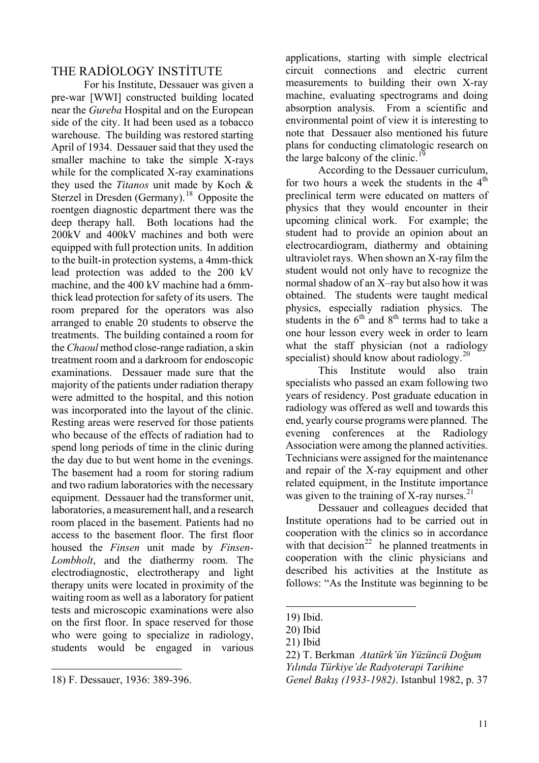## THE RADİOLOGY INSTİTUTE

For his Institute, Dessauer was given a pre-war [WWI] constructed building located near the *Gureba* Hospital and on the European side of the city. It had been used as a tobacco warehouse. The building was restored starting April of 1934. Dessauer said that they used the smaller machine to take the simple X-rays while for the complicated X-ray examinations they used the *Titanos* unit made by Koch & Sterzel in Dresden (Germany).[18] Opposite the roentgen diagnostic department there was the deep therapy hall. Both locations had the 200kV and 400kV machines and both were equipped with full protection units. In addition to the built-in protection systems, a 4mm-thick lead protection was added to the 200 kV machine, and the 400 kV machine had a 6mm-thick lead protection for safety of its users. The room prepared for the operators was also arranged to enable 20 students to observe the treatments. The building contained a room for the *Chaoul* method close-range radiation, a skin treatment room and a darkroom for endoscopic examinations. Dessauer made sure that the majority of the patients under radiation therapy were admitted to the hospital, and this notion was incorporated into the layout of the clinic. Resting areas were reserved for those patients who because of the effects of radiation had to spend long periods of time in the clinic during the day due to but went home in the evenings. The basement had a room for storing radium and two radium laboratories with the necessary equipment. Dessauer had the transformer unit, laboratories, a measurement hall, and a research room placed in the basement. Patients had no access to the basement floor. The first floor housed the *Finsen* unit made by *Finsen-Lombholt*, and the diathermy room. The electrodiagnostic, electrotherapy and light therapy units were located in proximity of the waiting room as well as a laboratory for patient tests and microscopic examinations were also on the first floor. In space reserved for those who were going to specialize in radiology, students would be engaged in various applications, starting with simple electrical circuit connections and electric current measurements to building their own X-ray machine, evaluating spectrograms and doing absorption analysis. From a scientific and environmental point of view it is interesting to note that Dessauer also mentioned his future plans for conducting climatologic research on the large balcony of the clinic.[19]

According to the Dessauer curriculum, for two hours a week the students in the 4th preclinical term were educated on matters of physics that they would encounter in their upcoming clinical work. For example; the student had to provide an opinion about an electrocardiogram, diathermy and obtaining ultraviolet rays. When shown an X-ray film the student would not only have to recognize the normal shadow of an X–ray but also how it was obtained. The students were taught medical physics, especially radiation physics. The students in the 6th and 8th terms had to take a one hour lesson every week in order to learn what the staff physician (not a radiology specialist) should know about radiology.[20]

This Institute would also train specialists who passed an exam following two years of residency. Post graduate education in radiology was offered as well and towards this end, yearly course programs were planned. The evening conferences at the Radiology Association were among the planned activities. Technicians were assigned for the maintenance and repair of the X-ray equipment and other related equipment, in the Institute importance was given to the training of X-ray nurses.[21]

Dessauer and colleagues decided that Institute operations had to be carried out in cooperation with the clinics so in accordance with that decision[22] he planned treatments in cooperation with the clinic physicians and described his activities at the Institute as follows: "As the Institute was beginning to be

---

18) F. Dessauer, 1936: 389-396.

19) Ibid.

20) Ibid

21) Ibid

22) T. Berkman *Atatürk'ün Yüzüncü Doğum Yılında Türkiye'de Radyoterapi Tarihine Genel Bakış (1933-1982)*. Istanbul 1982, p. 37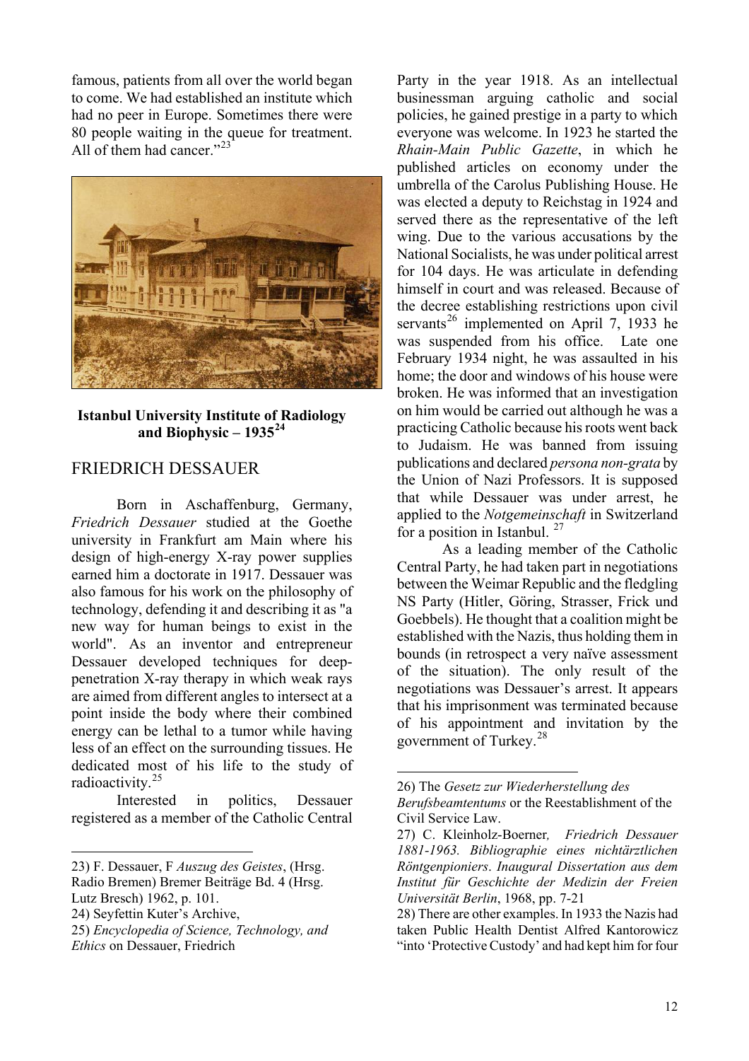famous, patients from all over the world began to come. We had established an institute which had no peer in Europe. Sometimes there were 80 people waiting in the queue for treatment. All of them had cancer."[23]

**Istanbul University Institute of Radiology and Biophysic – 1935[24]**

## FRIEDRICH DESSAUER

Born in Aschaffenburg, Germany, *Friedrich Dessauer* studied at the Goethe university in Frankfurt am Main where his design of high-energy X-ray power supplies earned him a doctorate in 1917. Dessauer was also famous for his work on the philosophy of technology, defending it and describing it as "a new way for human beings to exist in the world". As an inventor and entrepreneur Dessauer developed techniques for deep-penetration X-ray therapy in which weak rays are aimed from different angles to intersect at a point inside the body where their combined energy can be lethal to a tumor while having less of an effect on the surrounding tissues. He dedicated most of his life to the study of radioactivity.[25]

Interested in politics, Dessauer registered as a member of the Catholic Central Party in the year 1918. As an intellectual businessman arguing catholic and social policies, he gained prestige in a party to which everyone was welcome. In 1923 he started the *Rhain-Main Public Gazette*, in which he published articles on economy under the umbrella of the Carolus Publishing House. He was elected a deputy to Reichstag in 1924 and served there as the representative of the left wing. Due to the various accusations by the National Socialists, he was under political arrest for 104 days. He was articulate in defending himself in court and was released. Because of the decree establishing restrictions upon civil servants[26] implemented on April 7, 1933 he was suspended from his office. Late one February 1934 night, he was assaulted in his home; the door and windows of his house were broken. He was informed that an investigation on him would be carried out although he was a practicing Catholic because his roots went back to Judaism. He was banned from issuing publications and declared *persona non-grata* by the Union of Nazi Professors. It is supposed that while Dessauer was under arrest, he applied to the *Notgemeinschaft* in Switzerland for a position in Istanbul. [27]

As a leading member of the Catholic Central Party, he had taken part in negotiations between the Weimar Republic and the fledgling NS Party (Hitler, Göring, Strasser, Frick und Goebbels). He thought that a coalition might be established with the Nazis, thus holding them in bounds (in retrospect a very naïve assessment of the situation). The only result of the negotiations was Dessauer's arrest. It appears that his imprisonment was terminated because of his appointment and invitation by the government of Turkey.[28]

---

23) F. Dessauer, F *Auszug des Geistes*, (Hrsg. Radio Bremen) Bremer Beiträge Bd. 4 (Hrsg. Lutz Bresch) 1962, p. 101.

24) Seyfettin Kuter's Archive,

25) *Encyclopedia of Science, Technology, and Ethics* on Dessauer, Friedrich

26) The *Gesetz zur Wiederherstellung des Berufsbeamtentums* or the Reestablishment of the Civil Service Law.

27) C. Kleinholz-Boerner*, Friedrich Dessauer 1881-1963. Bibliographie eines nichtärztlichen Röntgenpioniers*. *Inaugural Dissertation aus dem Institut für Geschichte der Medizin der Freien Universität Berlin*, 1968, pp. 7-21

28) There are other examples. In 1933 the Nazis had taken Public Health Dentist Alfred Kantorowicz "into 'Protective Custody' and had kept him for four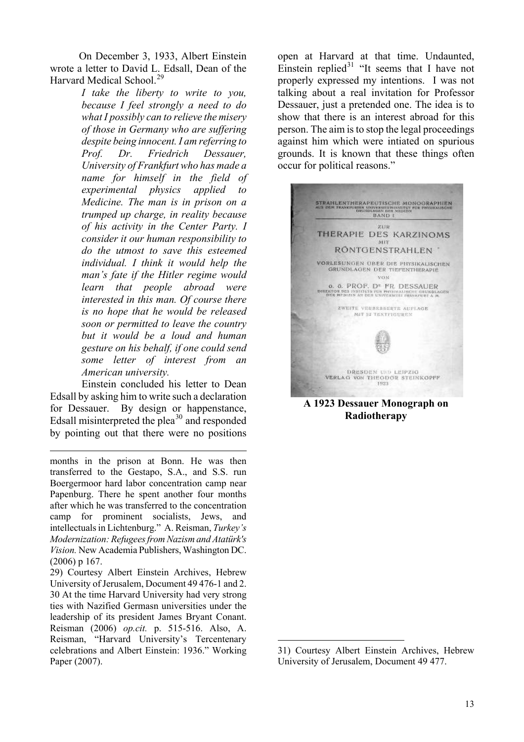On December 3, 1933, Albert Einstein wrote a letter to David L. Edsall, Dean of the Harvard Medical School.[29]

> *I take the liberty to write to you, because I feel strongly a need to do what I possibly can to relieve the misery of those in Germany who are suffering despite being innocent. I am referring to Prof. Dr. Friedrich Dessauer, University of Frankfurt who has made a name for himself in the field of experimental physics applied to Medicine. The man is in prison on a trumped up charge, in reality because of his activity in the Center Party. I consider it our human responsibility to do the utmost to save this esteemed individual. I think it would help the man's fate if the Hitler regime would learn that people abroad were interested in this man. Of course there is no hope that he would be released soon or permitted to leave the country but it would be a loud and human gesture on his behalf, if one could send some letter of interest from an American university.*

Einstein concluded his letter to Dean Edsall by asking him to write such a declaration for Dessauer. By design or happenstance, Edsall misinterpreted the plea[30] and responded by pointing out that there were no positions open at Harvard at that time. Undaunted, Einstein replied[31] "It seems that I have not properly expressed my intentions. I was not talking about a real invitation for Professor Dessauer, just a pretended one. The idea is to show that there is an interest abroad for this person. The aim is to stop the legal proceedings against him which were intiated on spurious grounds. It is known that these things often occur for political reasons."

**A 1923 Dessauer Monograph on Radiotherapy**

---

months in the prison at Bonn. He was then transferred to the Gestapo, S.A., and S.S. run Boergermoor hard labor concentration camp near Papenburg. There he spent another four months after which he was transferred to the concentration camp for prominent socialists, Jews, and intellectuals in Lichtenburg." A. Reisman, *Turkey's Modernization: Refugees from Nazism and Atatürk's Vision.* New Academia Publishers, Washington DC. (2006) p 167.

29) Courtesy Albert Einstein Archives, Hebrew University of Jerusalem, Document 49 476-1 and 2.

30 At the time Harvard University had very strong ties with Nazified Germasn universities under the leadership of its president James Bryant Conant. Reisman (2006) *op.cit.* p. 515-516. Also, A. Reisman, "Harvard University's Tercentenary celebrations and Albert Einstein: 1936." Working Paper (2007).

31) Courtesy Albert Einstein Archives, Hebrew University of Jerusalem, Document 49 477.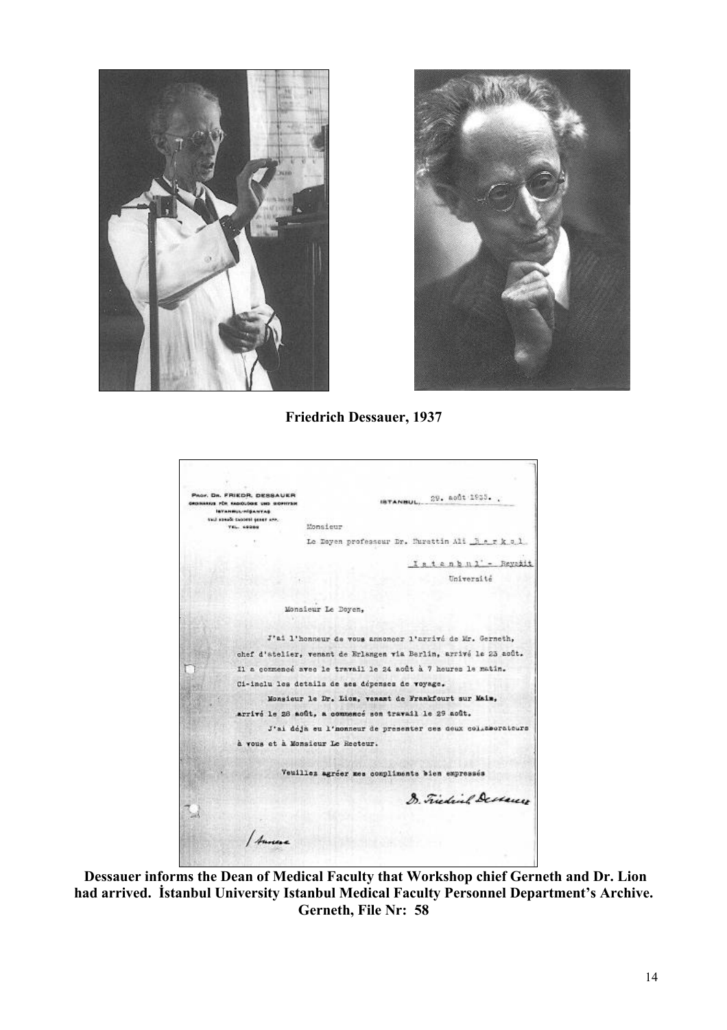**Friedrich Dessauer, 1937**

PROF. DR. FRIEDR. DESSAUER
ORDINARIUS FÜR RADIOLOGIE UND BIOPHYSIK
ISTANBUL-NIŞANTAŞ
VALİ KONAĞI CADDESİ ŞEREF APT.
TEL. 40086

ISTANBUL, 29. août 1933.

Monsieur
Le Doyen professeur Dr. Nurettin Ali B e r k o l
I s t a n b u l - Beyazit
Université

Monsieur Le Doyen,

J'ai l'honneur de vous annoncer l'arrivé de Mr. Gerneth, chef d'atelier, venant de Erlangen via Berlin, arrivé le 23 août. Il a commencé avec le travail le 24 août à 7 heures le matin. Ci-inclu les details de ses dépenses de voyage.

Monsieur le Dr. Lion, venant de Frankfourt sur Main, arrivé le 28 août, a commencé son travail le 29 août.

J'ai déjà eu l'honneur de presenter ces deux collaborateurs à vous et à Monsieur Le Recteur.

Veuillez agréer mes compliments bien empressés

Dr. Friedrich Dessauer

**Dessauer informs the Dean of Medical Faculty that Workshop chief Gerneth and Dr. Lion had arrived. İstanbul University Istanbul Medical Faculty Personnel Department's Archive. Gerneth, File Nr: 58**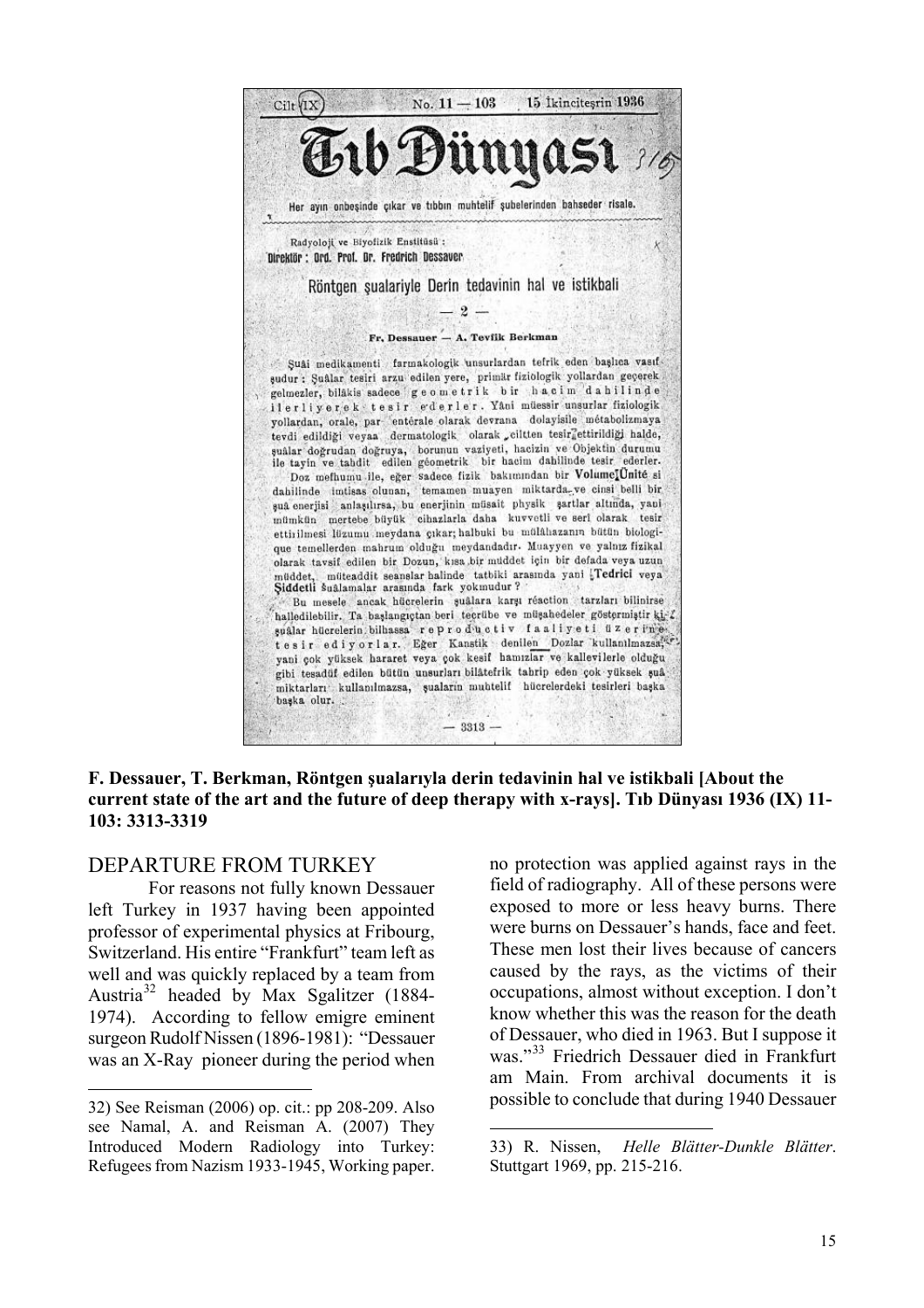Cilt IX No. 11 — 103 15 İkinciteşrin 1936

# Tıb Dünyası

Her ayın onbeşinde çıkar ve tıbbın muhtelif şubelerinden bahseder risale.

Radyoloji ve Biyofizik Enstitüsü :
**Direktör : Ord. Prof. Dr. Fredrich Dessauer**

## Röntgen şualariyle Derin tedavinin hal ve istikbali

— 2 —

**Fr. Dessauer — A. Tevfik Berkman**

Şuâi medikamenti farmakologik unsurlardan tefrik eden başlıca vasıf şudur : Şuâlar tesiri arzu edilen yere, primär fiziologik yollardan geçerek gelmezler, bilâkis sadece geometrik bir hacim dahilinde ilerliyerek tesir ederler. Yâni müessir unsurlar fiziologik yollardan, orale, par entérale olarak devrana dolayisile métabolizmaya tevdi edildiği veyaa dermatologik olarak „ciltten tesir ettirildiği halde, şuâlar doğrudan doğruya, borunun vaziyeti, hacizin ve Objektin durumu ile tayin ve tahdit edilen géometrik bir hacim dahilinde tesir ederler.

Doz mefhumu ile, eğer sadece fizik bakımından bir **Volume Ünité** si dahilinde imtisas olunan, temamen muayen miktarda ve cinsi belli bir şuâ enerjisi anlaşılırsa, bu enerjinin müsait physik şartlar altında, yani mümkün mertebe büyük cihazlarla daha kuvvetli ve seri olarak tesir ettirilmesi lüzumu meydana çıkar; halbuki bu mülâhazanın bütün biologique temellerden mahrum olduğu meydandadır. Muayyen ve yalnız fizikal olarak tavsif edilen bir Dozun, kısa bir müddet için bir defada veya uzun müddet, müteaddit seanslar halinde tatbiki arasında yani **Tedrici** veya **Şiddetli** Şuâlamalar arasında fark yokmudur ?

Bu mesele ancak hücrelerin şuâlara karşı réaction tarzları bilinirse halledilebilir. Ta başlangıçtan beri tecrübe ve müşahedeler göstermiştir ki şuâlar hücrelerin bilhassa reproductiv faaliyeti üzerine tesir ediyorlar. Eğer Kanstik denilen Dozlar kullanılmazsa, yani çok yüksek hararet veya çok kesif hamızlar ve kallevilerle olduğu gibi tesadüf edilen bütün unsurları bilâtefrik tahrip eden çok yüksek şuâ miktarları kullanılmazsa, şuaların muhtelif hücrelerdeki tesirleri başka başka olur.

— 3313 —

**F. Dessauer, T. Berkman, Röntgen şualarıyla derin tedavinin hal ve istikbali [About the current state of the art and the future of deep therapy with x-rays]. Tıb Dünyası 1936 (IX) 11-103: 3313-3319**

## DEPARTURE FROM TURKEY

For reasons not fully known Dessauer left Turkey in 1937 having been appointed professor of experimental physics at Fribourg, Switzerland. His entire "Frankfurt" team left as well and was quickly replaced by a team from Austria[32] headed by Max Sgalitzer (1884-1974). According to fellow emigre eminent surgeon Rudolf Nissen (1896-1981): "Dessauer was an X-Ray pioneer during the period when no protection was applied against rays in the field of radiography. All of these persons were exposed to more or less heavy burns. There were burns on Dessauer's hands, face and feet. These men lost their lives because of cancers caused by the rays, as the victims of their occupations, almost without exception. I don't know whether this was the reason for the death of Dessauer, who died in 1963. But I suppose it was."[33] Friedrich Dessauer died in Frankfurt am Main. From archival documents it is possible to conclude that during 1940 Dessauer

32) See Reisman (2006) op. cit.: pp 208-209. Also see Namal, A. and Reisman A. (2007) They Introduced Modern Radiology into Turkey: Refugees from Nazism 1933-1945, Working paper.

33) R. Nissen, *Helle Blätter-Dunkle Blätter*. Stuttgart 1969, pp. 215-216.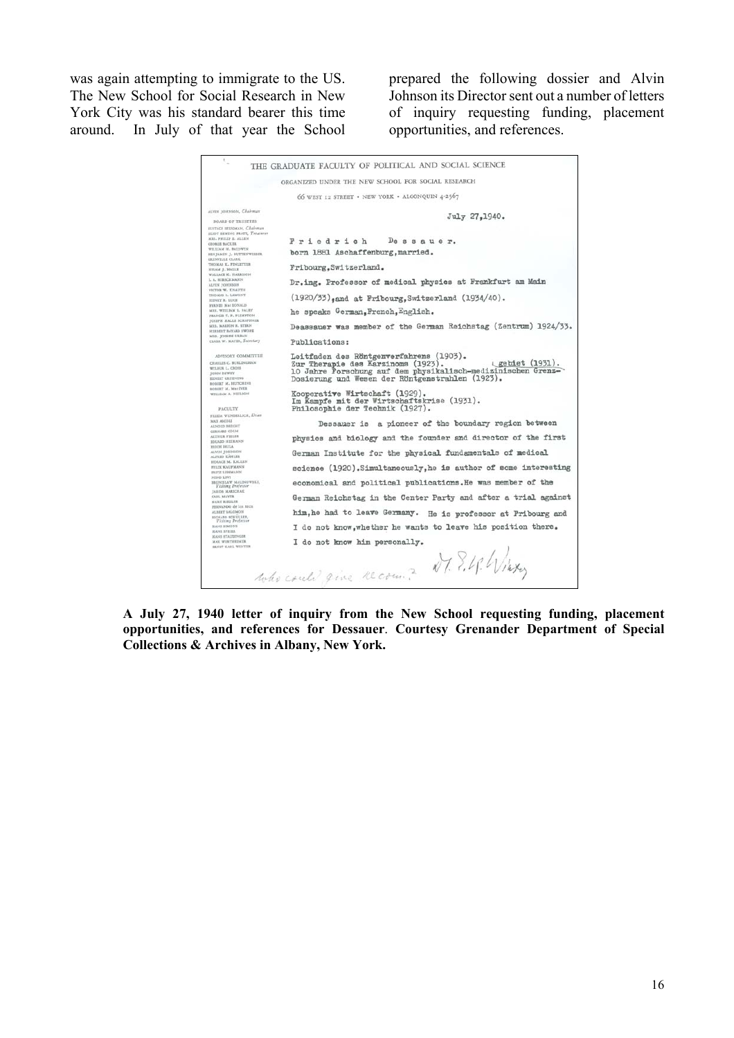was again attempting to immigrate to the US. The New School for Social Research in New York City was his standard bearer this time around. In July of that year the School prepared the following dossier and Alvin Johnson its Director sent out a number of letters of inquiry requesting funding, placement opportunities, and references.

THE GRADUATE FACULTY OF POLITICAL AND SOCIAL SCIENCE

ORGANIZED UNDER THE NEW SCHOOL FOR SOCIAL RESEARCH

66 WEST 12 STREET • NEW YORK • ALGONQUIN 4-2567

July 27,1940.

Friedrich Dessauer.

born 1881 Aschaffenburg,married.

Fribourg,Switzerland.

Dr.ing. Professor of medical physics at Frankfurt am Main (1920/33),and at Fribourg,Switzerland (1934/40).

he speaks German,French,English.

Deassauer was member of the German Reichstag (Zentrum) 1924/33.

Publications:

Leitfaden des Röntgenverfahrens (1903).
Zur Therapie des Karzinoms (1923).
10 Jahre Forschung auf dem physikalisch-medizinischen Grenzgebiet (1931).
Dosierung und Wesen der Röntgenstrahlen (1923).

Kooperative Wirtschaft (1929).
Im Kampfe mit der Wirtschaftskrise (1931).
Philosophie der Technik (1927).

Dessauer is a pioneer of the boundary region between physics and biology and the founder and director of the first German Institute for the physical fundamentals of medical science (1920).Simultaneously,he is author of some interesting economical and political publications.He was member of the German Reichstag in the Center Party and after a trial against him,he had to leave Germany. He is professor at Fribourg and I do not know,whether he wants to leave his position there. I do not know him personally.

Who could give recom.?

**A July 27, 1940 letter of inquiry from the New School requesting funding, placement opportunities, and references for Dessauer. Courtesy Grenander Department of Special Collections & Archives in Albany, New York.**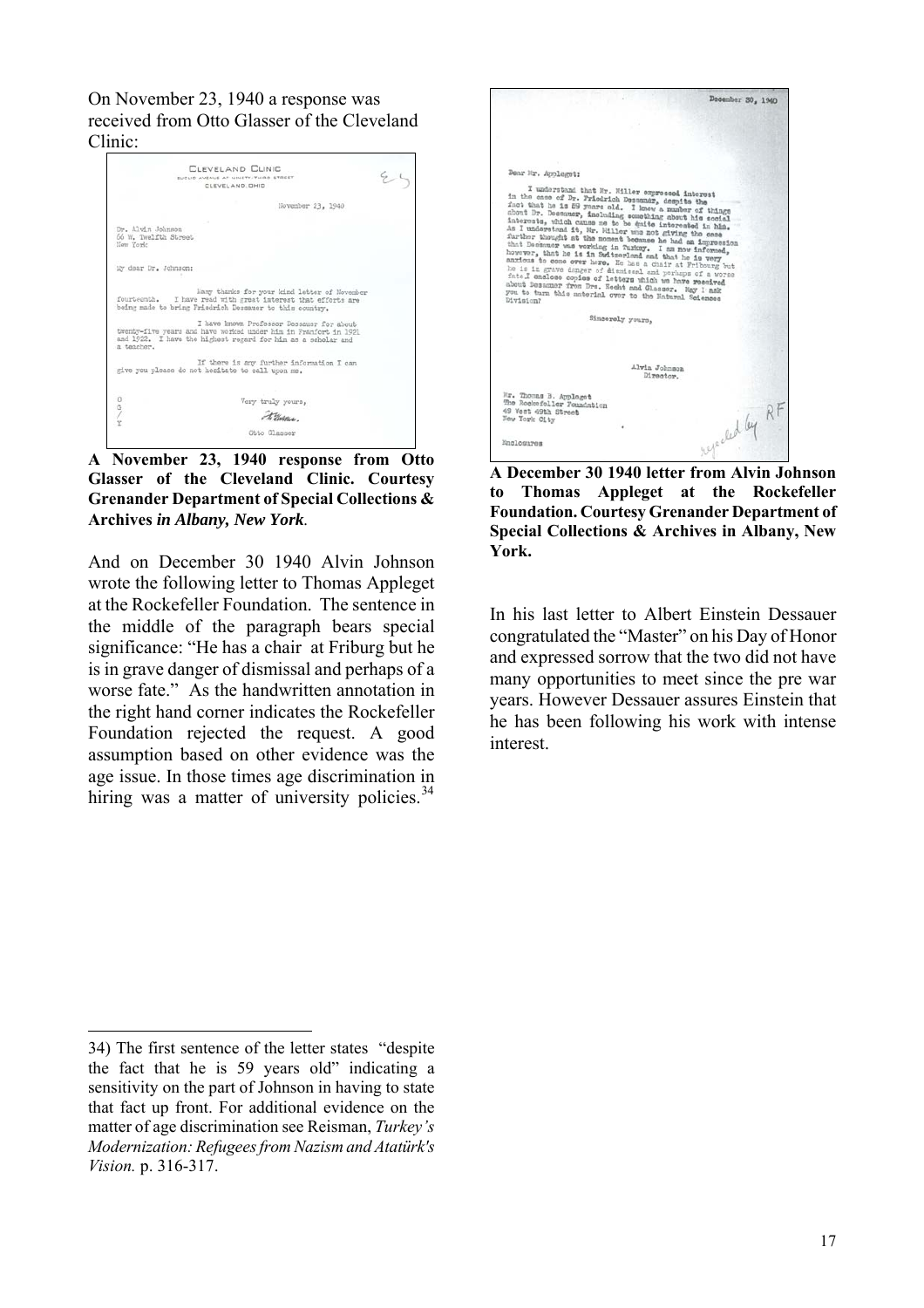On November 23, 1940 a response was received from Otto Glasser of the Cleveland Clinic:

CLEVELAND CLINIC
EUCLID AVENUE AT NINETY-THIRD STREET
CLEVELAND, OHIO

November 23, 1940

Dr. Alvin Johnson
66 W. Twelfth Street
New York

My dear Dr. Johnson:

Many thanks for your kind letter of November fourteenth. I have read with great interest that efforts are being made to bring Friedrich Dessauer to this country.

I have known Professor Dessauer for about twenty-five years and have worked under him in Frankfort in 1921 and 1922. I have the highest regard for him as a scholar and a teacher.

If there is any further information I can give you please do not hesitate to call upon me.

Very truly yours,

Otto Glasser

**A November 23, 1940 response from Otto Glasser of the Cleveland Clinic. Courtesy Grenander Department of Special Collections & Archives *in Albany, New York*.**

And on December 30 1940 Alvin Johnson wrote the following letter to Thomas Appleget at the Rockefeller Foundation. The sentence in the middle of the paragraph bears special significance: "He has a chair at Friburg but he is in grave danger of dismissal and perhaps of a worse fate." As the handwritten annotation in the right hand corner indicates the Rockefeller Foundation rejected the request. A good assumption based on other evidence was the age issue. In those times age discrimination in hiring was a matter of university policies.[34]

December 30, 1940

Dear Mr. Appleget:

I understand that Mr. Miller expressed interest in the case of Dr. Friedrich Dessauer, despite the fact that he is 59 years old. I know a number of things about Dr. Dessauer, including something about his social interests, which cause me to be quite interested in him. As I understand it, Mr. Miller was not giving the case further thought at the moment because he had an impression that Dessauer was working in Turkey. I am now informed, however, that he is in Switzerland and that he is very anxious to come over here. He has a chair at Fribourg but he is in grave danger of dismissal and perhaps of a worse fate. I enclose copies of letters which we have received about Dessauer from Drs. Hecht and Glasser. May I ask you to turn this material over to the Natural Sciences Division?

Sincerely yours,

Alvin Johnson
Director.

Mr. Thomas B. Appleget
The Rockefeller Foundation
49 West 49th Street
New York City

Enclosures

rejected by RF

**A December 30 1940 letter from Alvin Johnson to Thomas Appleget at the Rockefeller Foundation. Courtesy Grenander Department of Special Collections & Archives in Albany, New York.**

In his last letter to Albert Einstein Dessauer congratulated the "Master" on his Day of Honor and expressed sorrow that the two did not have many opportunities to meet since the pre war years. However Dessauer assures Einstein that he has been following his work with intense interest.

---

34) The first sentence of the letter states "despite the fact that he is 59 years old" indicating a sensitivity on the part of Johnson in having to state that fact up front. For additional evidence on the matter of age discrimination see Reisman, *Turkey's Modernization: Refugees from Nazism and Atatürk's Vision.* p. 316-317.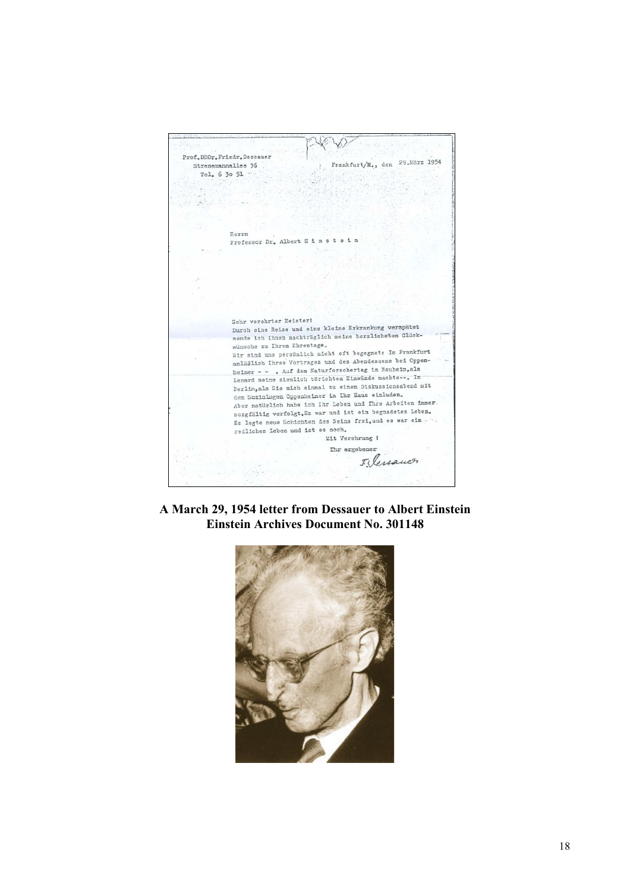Prof. DDDr. Friedr. Dessauer
Stresemannallee 36
Tel. 6 30 51

Frankfurt/M., den 29. März 1954

Herrn
Professor Dr. Albert E i n s t e i n

Sehr verehrter Meister!
Durch eine Reise und eine kleine Erkrankung verspätet sende ich Ihnen nachträglich meine herzlichsten Glückwünsche zu Ihrem Ehrentage.
Wir sind uns persönlich nicht oft begegnet: In Frankfurt anläßlich Ihres Vortrages und des Abendessens bei Oppenheimer - - . Auf dem Naturforschertag in Nauheim, als Lenard seine ziemlich törichten Einwände machte--. In Berlin, als Sie mich einmal zu einem Diskussionsabend mit dem Soziologen Oppenheimer in Ihr Haus einluden.
Aber natürlich habe ich Ihr Leben und Ihre Arbeiten immer sorgfältig verfolgt. Es war und ist ein begnadetes Leben. Es legte neue Schichten des Seins frei, und es war ein redliches Leben und ist es noch.

Mit Verehrung !

Ihr ergebener
F. Dessauer

**A March 29, 1954 letter from Dessauer to Albert Einstein**
**Einstein Archives Document No. 301148**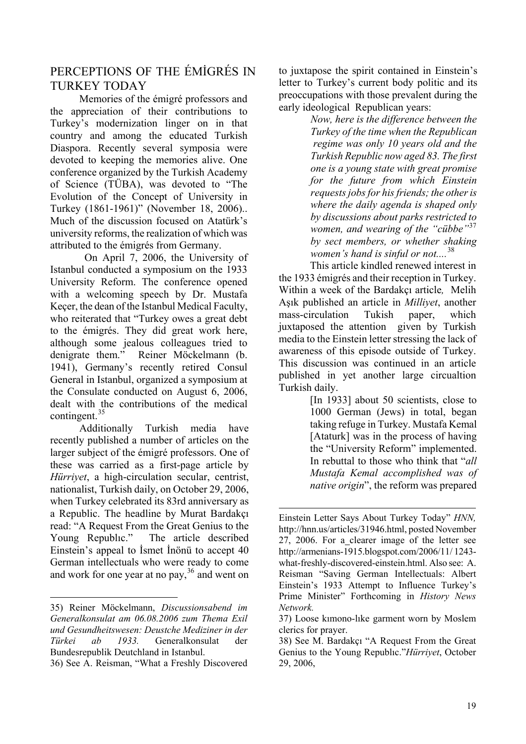## PERCEPTIONS OF THE ÉMİGRÉS IN TURKEY TODAY

Memories of the émigré professors and the appreciation of their contributions to Turkey's modernization linger on in that country and among the educated Turkish Diaspora. Recently several symposia were devoted to keeping the memories alive. One conference organized by the Turkish Academy of Science (TÜBA), was devoted to "The Evolution of the Concept of University in Turkey (1861-1961)" (November 18, 2006).. Much of the discussion focused on Atatürk's university reforms, the realization of which was attributed to the émigrés from Germany.

On April 7, 2006, the University of Istanbul conducted a symposium on the 1933 University Reform. The conference opened with a welcoming speech by Dr. Mustafa Keçer, the dean of the Istanbul Medical Faculty, who reiterated that "Turkey owes a great debt to the émigrés. They did great work here, although some jealous colleagues tried to denigrate them." Reiner Möckelmann (b. 1941), Germany's recently retired Consul General in Istanbul, organized a symposium at the Consulate conducted on August 6, 2006, dealt with the contributions of the medical contingent.[35]

Additionally Turkish media have recently published a number of articles on the larger subject of the émigré professors. One of these was carried as a first-page article by *Hürriyet*, a high-circulation secular, centrist, nationalist, Turkish daily, on October 29, 2006, when Turkey celebrated its 83rd anniversary as a Republic. The headline by Murat Bardakçı read: "A Request From the Great Genius to the Young Republıc." The article described Einstein's appeal to İsmet İnönü to accept 40 German intellectuals who were ready to come and work for one year at no pay,[36] and went on to juxtapose the spirit contained in Einstein's letter to Turkey's current body politic and its preoccupations with those prevalent during the early ideological Republican years:

> *Now, here is the difference between the Turkey of the time when the Republican regime was only 10 years old and the Turkish Republic now aged 83. The first one is a young state with great promise for the future from which Einstein requests jobs for his friends; the other is where the daily agenda is shaped only by discussions about parks restricted to women, and wearing of the "cübbe"*[37] *by sect members, or whether shaking women's hand is sinful or not....*[38]

This article kindled renewed interest in the 1933 émigrés and their reception in Turkey. Within a week of the Bardakçı article*,* Melih Aşık published an article in *Milliyet*, another mass-circulation Tukish paper, which juxtaposed the attention given by Turkish media to the Einstein letter stressing the lack of awareness of this episode outside of Turkey. This discussion was continued in an article published in yet another large circualtion Turkish daily.

> [In 1933] about 50 scientists, close to 1000 German (Jews) in total, began taking refuge in Turkey. Mustafa Kemal [Ataturk] was in the process of having the "University Reform" implemented. In rebuttal to those who think that "*all Mustafa Kemal accomplished was of native origin*", the reform was prepared

---

35) Reiner Möckelmann, *Discussionsabend im Generalkonsulat am 06.08.2006 zum Thema Exil und Gesundheitswesen: Deustche Mediziner in der Türkei ab 1933.* Generalkonsulat der Bundesrepublik Deutchland in Istanbul.

36) See A. Reisman, "What a Freshly Discovered Einstein Letter Says About Turkey Today" *HNN,* http://hnn.us/articles/31946.html, posted November 27, 2006. For a clearer image of the letter see http://armenians-1915.blogspot.com/2006/11/ 1243-what-freshly-discovered-einstein.html. Also see: A. Reisman "Saving German Intellectuals: Albert Einstein's 1933 Attempt to Influence Turkey's Prime Minister" Forthcoming in *History News Network.*

37) Loose kımono-lıke garment worn by Moslem clerics for prayer.

38) See M. Bardakçı "A Request From the Great Genius to the Young Republıc."*Hürriyet*, October 29, 2006,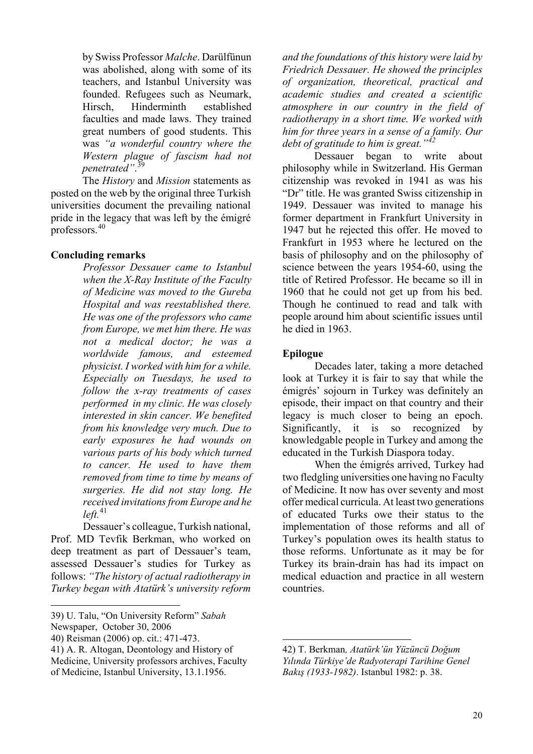by Swiss Professor *Malche*. Darülfünun was abolished, along with some of its teachers, and Istanbul University was founded. Refugees such as Neumark, Hirsch, Hinderminth established faculties and made laws. They trained great numbers of good students. This was *"a wonderful country where the Western plague of fascism had not penetrated"*.[39]

The *History* and *Mission* statements as posted on the web by the original three Turkish universities document the prevailing national pride in the legacy that was left by the émigré professors.[40]

**Concluding remarks**

> *Professor Dessauer came to Istanbul when the X-Ray Institute of the Faculty of Medicine was moved to the Gureba Hospital and was reestablished there. He was one of the professors who came from Europe, we met him there. He was not a medical doctor; he was a worldwide famous, and esteemed physicist. I worked with him for a while. Especially on Tuesdays, he used to follow the x-ray treatments of cases performed in my clinic. He was closely interested in skin cancer. We benefited from his knowledge very much. Due to early exposures he had wounds on various parts of his body which turned to cancer. He used to have them removed from time to time by means of surgeries. He did not stay long. He received invitations from Europe and he left.*[41]

Dessauer's colleague, Turkish national, Prof. MD Tevfik Berkman, who worked on deep treatment as part of Dessauer's team, assessed Dessauer's studies for Turkey as follows: *"The history of actual radiotherapy in Turkey began with Atatürk's university reform and the foundations of this history were laid by Friedrich Dessauer. He showed the principles of organization, theoretical, practical and academic studies and created a scientific atmosphere in our country in the field of radiotherapy in a short time. We worked with him for three years in a sense of a family. Our debt of gratitude to him is great."*[42]

Dessauer began to write about philosophy while in Switzerland. His German citizenship was revoked in 1941 as was his "Dr" title. He was granted Swiss citizenship in 1949. Dessauer was invited to manage his former department in Frankfurt University in 1947 but he rejected this offer. He moved to Frankfurt in 1953 where he lectured on the basis of philosophy and on the philosophy of science between the years 1954-60, using the title of Retired Professor. He became so ill in 1960 that he could not get up from his bed. Though he continued to read and talk with people around him about scientific issues until he died in 1963.

**Epilogue**

Decades later, taking a more detached look at Turkey it is fair to say that while the émigrés' sojourn in Turkey was definitely an episode, their impact on that country and their legacy is much closer to being an epoch. Significantly, it is so recognized by knowledgable people in Turkey and among the educated in the Turkish Diaspora today.

When the émigrés arrived, Turkey had two fledgling universities one having no Faculty of Medicine. It now has over seventy and most offer medical curricula. At least two generations of educated Turks owe their status to the implementation of those reforms and all of Turkey's population owes its health status to those reforms. Unfortunate as it may be for Turkey its brain-drain has had its impact on medical eduaction and practice in all western countries.

---

39) U. Talu, "On University Reform" *Sabah* Newspaper, October 30, 2006

40) Reisman (2006) op. cit.: 471-473.

41) A. R. Altogan, Deontology and History of Medicine, University professors archives, Faculty of Medicine, Istanbul University, 13.1.1956.

42) T. Berkman, *Atatürk'ün Yüzüncü Doğum Yılında Türkiye'de Radyoterapi Tarihine Genel Bakış (1933-1982)*. Istanbul 1982: p. 38.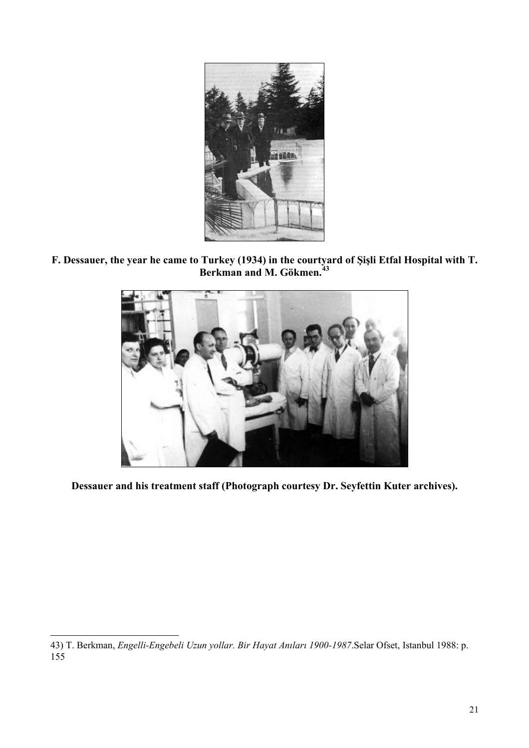**F. Dessauer, the year he came to Turkey (1934) in the courtyard of Şişli Etfal Hospital with T. Berkman and M. Gökmen.[43]**

**Dessauer and his treatment staff (Photograph courtesy Dr. Seyfettin Kuter archives).**

43) T. Berkman, *Engelli-Engebeli Uzun yollar. Bir Hayat Anıları 1900-1987*.Selar Ofset, Istanbul 1988: p. 155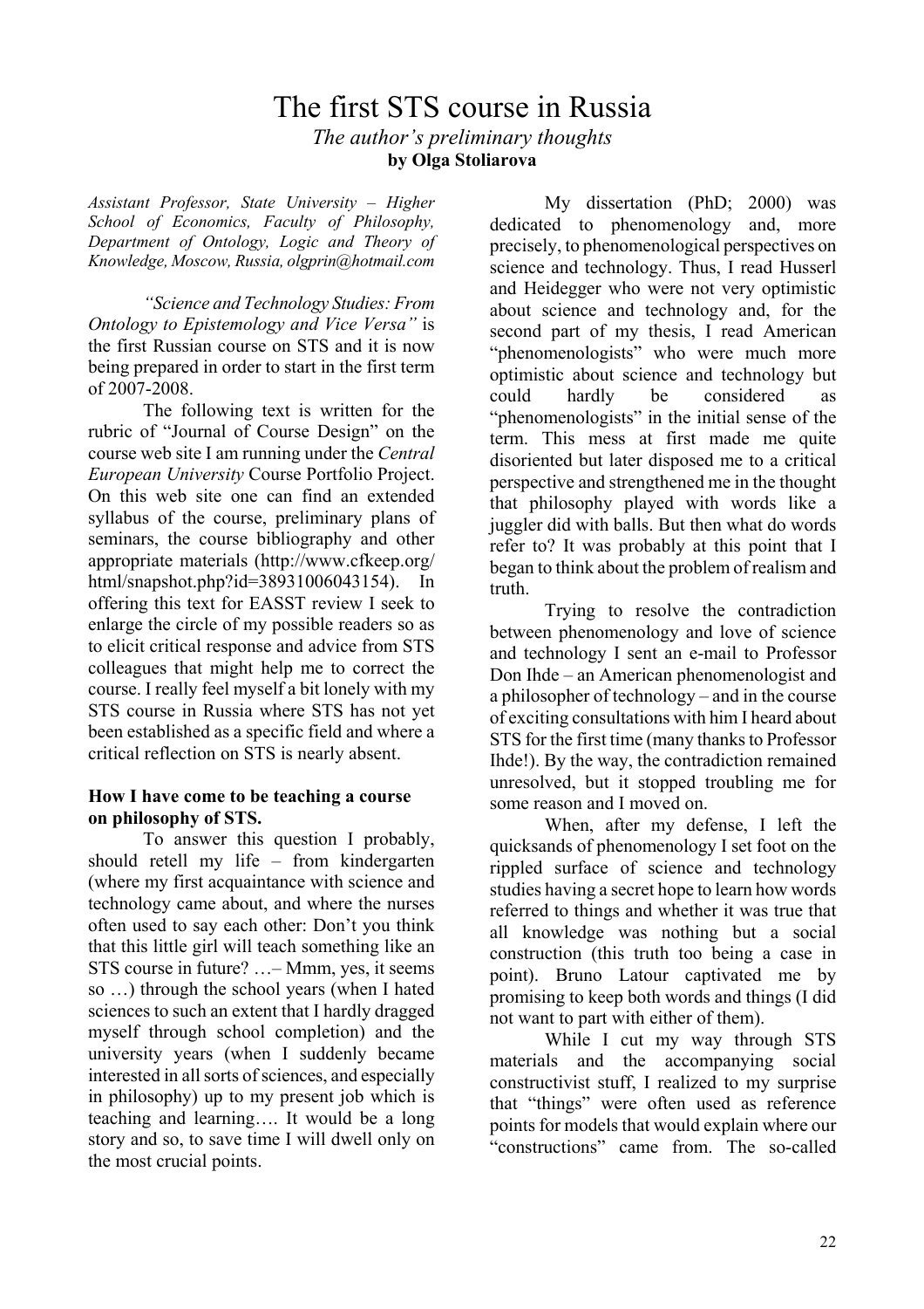# The first STS course in Russia

*The author's preliminary thoughts*

**by Olga Stoliarova**

*Assistant Professor, State University – Higher School of Economics, Faculty of Philosophy, Department of Ontology, Logic and Theory of Knowledge, Moscow, Russia, olgprin@hotmail.com*

*"Science and Technology Studies: From Ontology to Epistemology and Vice Versa"* is the first Russian course on STS and it is now being prepared in order to start in the first term of 2007-2008.

The following text is written for the rubric of "Journal of Course Design" on the course web site I am running under the *Central European University* Course Portfolio Project. On this web site one can find an extended syllabus of the course, preliminary plans of seminars, the course bibliography and other appropriate materials (http://www.cfkeep.org/html/snapshot.php?id=38931006043154). In offering this text for EASST review I seek to enlarge the circle of my possible readers so as to elicit critical response and advice from STS colleagues that might help me to correct the course. I really feel myself a bit lonely with my STS course in Russia where STS has not yet been established as a specific field and where a critical reflection on STS is nearly absent.

### How I have come to be teaching a course on philosophy of STS.

To answer this question I probably, should retell my life – from kindergarten (where my first acquaintance with science and technology came about, and where the nurses often used to say each other: Don't you think that this little girl will teach something like an STS course in future? …– Mmm, yes, it seems so …) through the school years (when I hated sciences to such an extent that I hardly dragged myself through school completion) and the university years (when I suddenly became interested in all sorts of sciences, and especially in philosophy) up to my present job which is teaching and learning…. It would be a long story and so, to save time I will dwell only on the most crucial points.

My dissertation (PhD; 2000) was dedicated to phenomenology and, more precisely, to phenomenological perspectives on science and technology. Thus, I read Husserl and Heidegger who were not very optimistic about science and technology and, for the second part of my thesis, I read American "phenomenologists" who were much more optimistic about science and technology but could hardly be considered as "phenomenologists" in the initial sense of the term. This mess at first made me quite disoriented but later disposed me to a critical perspective and strengthened me in the thought that philosophy played with words like a juggler did with balls. But then what do words refer to? It was probably at this point that I began to think about the problem of realism and truth.

Trying to resolve the contradiction between phenomenology and love of science and technology I sent an e-mail to Professor Don Ihde – an American phenomenologist and a philosopher of technology – and in the course of exciting consultations with him I heard about STS for the first time (many thanks to Professor Ihde!). By the way, the contradiction remained unresolved, but it stopped troubling me for some reason and I moved on.

When, after my defense, I left the quicksands of phenomenology I set foot on the rippled surface of science and technology studies having a secret hope to learn how words referred to things and whether it was true that all knowledge was nothing but a social construction (this truth too being a case in point). Bruno Latour captivated me by promising to keep both words and things (I did not want to part with either of them).

While I cut my way through STS materials and the accompanying social constructivist stuff, I realized to my surprise that "things" were often used as reference points for models that would explain where our "constructions" came from. The so-called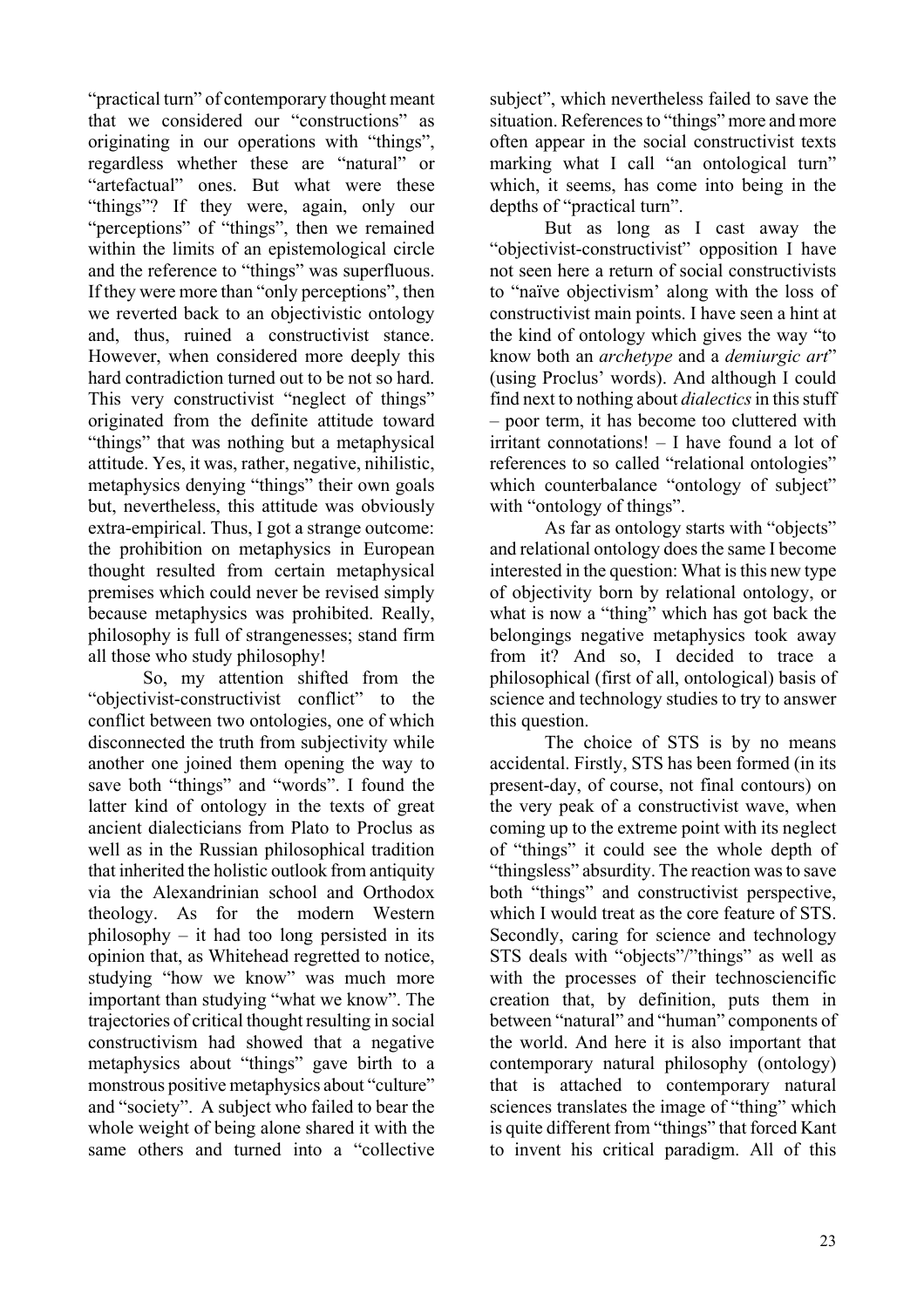"practical turn" of contemporary thought meant that we considered our "constructions" as originating in our operations with "things", regardless whether these are "natural" or "artefactual" ones. But what were these "things"? If they were, again, only our "perceptions" of "things", then we remained within the limits of an epistemological circle and the reference to "things" was superfluous. If they were more than "only perceptions", then we reverted back to an objectivistic ontology and, thus, ruined a constructivist stance. However, when considered more deeply this hard contradiction turned out to be not so hard. This very constructivist "neglect of things" originated from the definite attitude toward "things" that was nothing but a metaphysical attitude. Yes, it was, rather, negative, nihilistic, metaphysics denying "things" their own goals but, nevertheless, this attitude was obviously extra-empirical. Thus, I got a strange outcome: the prohibition on metaphysics in European thought resulted from certain metaphysical premises which could never be revised simply because metaphysics was prohibited. Really, philosophy is full of strangenesses; stand firm all those who study philosophy!

So, my attention shifted from the "objectivist-constructivist conflict" to the conflict between two ontologies, one of which disconnected the truth from subjectivity while another one joined them opening the way to save both "things" and "words". I found the latter kind of ontology in the texts of great ancient dialecticians from Plato to Proclus as well as in the Russian philosophical tradition that inherited the holistic outlook from antiquity via the Alexandrinian school and Orthodox theology. As for the modern Western philosophy – it had too long persisted in its opinion that, as Whitehead regretted to notice, studying "how we know" was much more important than studying "what we know". The trajectories of critical thought resulting in social constructivism had showed that a negative metaphysics about "things" gave birth to a monstrous positive metaphysics about "culture" and "society". A subject who failed to bear the whole weight of being alone shared it with the same others and turned into a "collective subject", which nevertheless failed to save the situation. References to "things" more and more often appear in the social constructivist texts marking what I call "an ontological turn" which, it seems, has come into being in the depths of "practical turn".

But as long as I cast away the "objectivist-constructivist" opposition I have not seen here a return of social constructivists to "naïve objectivism' along with the loss of constructivist main points. I have seen a hint at the kind of ontology which gives the way "to know both an *archetype* and a *demiurgic art*" (using Proclus' words). And although I could find next to nothing about *dialectics* in this stuff – poor term, it has become too cluttered with irritant connotations! – I have found a lot of references to so called "relational ontologies" which counterbalance "ontology of subject" with "ontology of things".

As far as ontology starts with "objects" and relational ontology does the same I become interested in the question: What is this new type of objectivity born by relational ontology, or what is now a "thing" which has got back the belongings negative metaphysics took away from it? And so, I decided to trace a philosophical (first of all, ontological) basis of science and technology studies to try to answer this question.

The choice of STS is by no means accidental. Firstly, STS has been formed (in its present-day, of course, not final contours) on the very peak of a constructivist wave, when coming up to the extreme point with its neglect of "things" it could see the whole depth of "thingsless" absurdity. The reaction was to save both "things" and constructivist perspective, which I would treat as the core feature of STS. Secondly, caring for science and technology STS deals with "objects"/"things" as well as with the processes of their technosciencific creation that, by definition, puts them in between "natural" and "human" components of the world. And here it is also important that contemporary natural philosophy (ontology) that is attached to contemporary natural sciences translates the image of "thing" which is quite different from "things" that forced Kant to invent his critical paradigm. All of this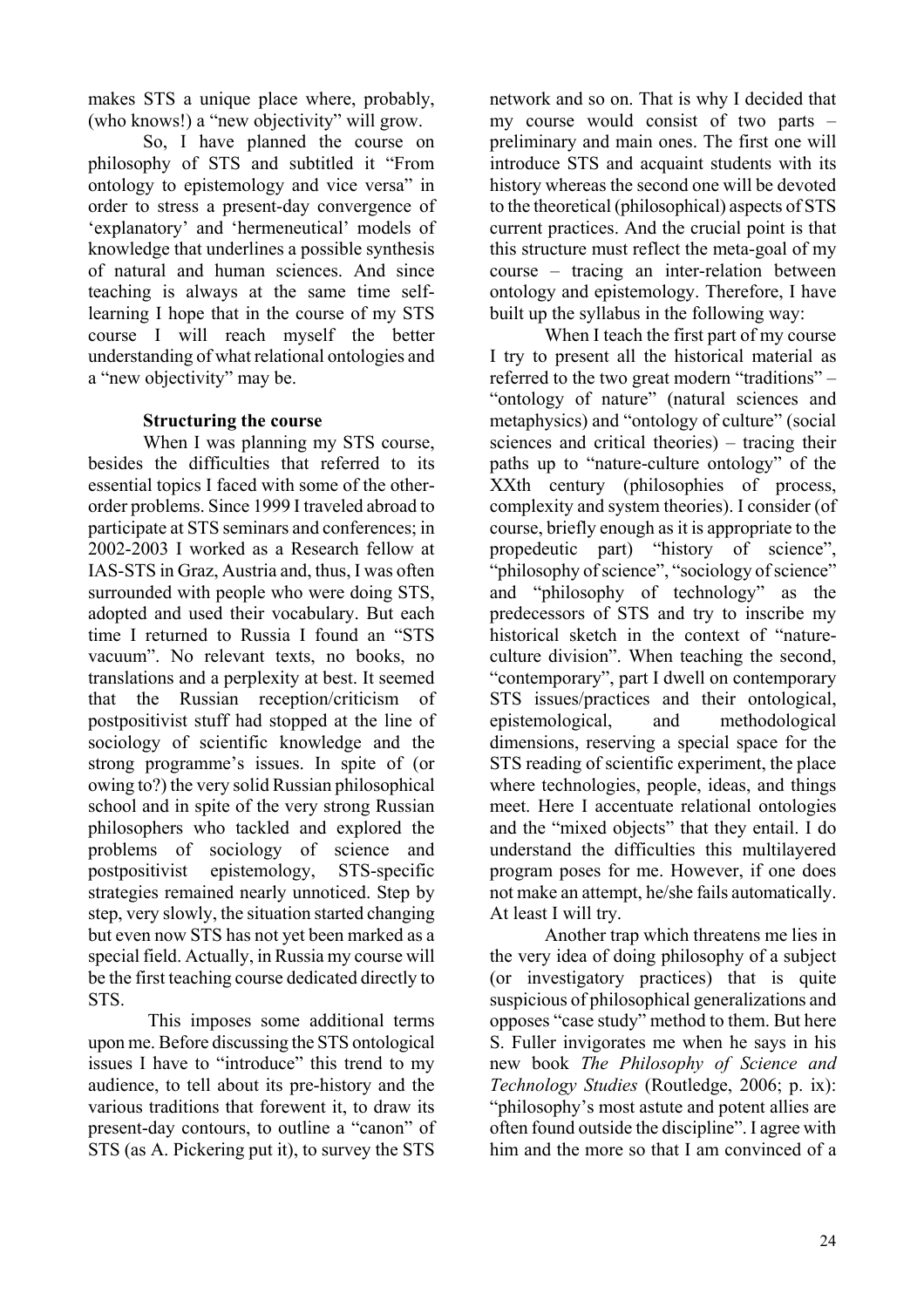makes STS a unique place where, probably, (who knows!) a "new objectivity" will grow.

So, I have planned the course on philosophy of STS and subtitled it "From ontology to epistemology and vice versa" in order to stress a present-day convergence of 'explanatory' and 'hermeneutical' models of knowledge that underlines a possible synthesis of natural and human sciences. And since teaching is always at the same time self-learning I hope that in the course of my STS course I will reach myself the better understanding of what relational ontologies and a "new objectivity" may be.

### Structuring the course

When I was planning my STS course, besides the difficulties that referred to its essential topics I faced with some of the other-order problems. Since 1999 I traveled abroad to participate at STS seminars and conferences; in 2002-2003 I worked as a Research fellow at IAS-STS in Graz, Austria and, thus, I was often surrounded with people who were doing STS, adopted and used their vocabulary. But each time I returned to Russia I found an "STS vacuum". No relevant texts, no books, no translations and a perplexity at best. It seemed that the Russian reception/criticism of postpositivist stuff had stopped at the line of sociology of scientific knowledge and the strong programme's issues. In spite of (or owing to?) the very solid Russian philosophical school and in spite of the very strong Russian philosophers who tackled and explored the problems of sociology of science and postpositivist epistemology, STS-specific strategies remained nearly unnoticed. Step by step, very slowly, the situation started changing but even now STS has not yet been marked as a special field. Actually, in Russia my course will be the first teaching course dedicated directly to STS.

This imposes some additional terms upon me. Before discussing the STS ontological issues I have to "introduce" this trend to my audience, to tell about its pre-history and the various traditions that forewent it, to draw its present-day contours, to outline a "canon" of STS (as A. Pickering put it), to survey the STS network and so on. That is why I decided that my course would consist of two parts – preliminary and main ones. The first one will introduce STS and acquaint students with its history whereas the second one will be devoted to the theoretical (philosophical) aspects of STS current practices. And the crucial point is that this structure must reflect the meta-goal of my course – tracing an inter-relation between ontology and epistemology. Therefore, I have built up the syllabus in the following way:

When I teach the first part of my course I try to present all the historical material as referred to the two great modern "traditions" – "ontology of nature" (natural sciences and metaphysics) and "ontology of culture" (social sciences and critical theories) – tracing their paths up to "nature-culture ontology" of the XXth century (philosophies of process, complexity and system theories). I consider (of course, briefly enough as it is appropriate to the propedeutic part) "history of science", "philosophy of science", "sociology of science" and "philosophy of technology" as the predecessors of STS and try to inscribe my historical sketch in the context of "nature-culture division". When teaching the second, "contemporary", part I dwell on contemporary STS issues/practices and their ontological, epistemological, and methodological dimensions, reserving a special space for the STS reading of scientific experiment, the place where technologies, people, ideas, and things meet. Here I accentuate relational ontologies and the "mixed objects" that they entail. I do understand the difficulties this multilayered program poses for me. However, if one does not make an attempt, he/she fails automatically. At least I will try.

Another trap which threatens me lies in the very idea of doing philosophy of a subject (or investigatory practices) that is quite suspicious of philosophical generalizations and opposes "case study" method to them. But here S. Fuller invigorates me when he says in his new book *The Philosophy of Science and Technology Studies* (Routledge, 2006; p. ix): "philosophy's most astute and potent allies are often found outside the discipline". I agree with him and the more so that I am convinced of a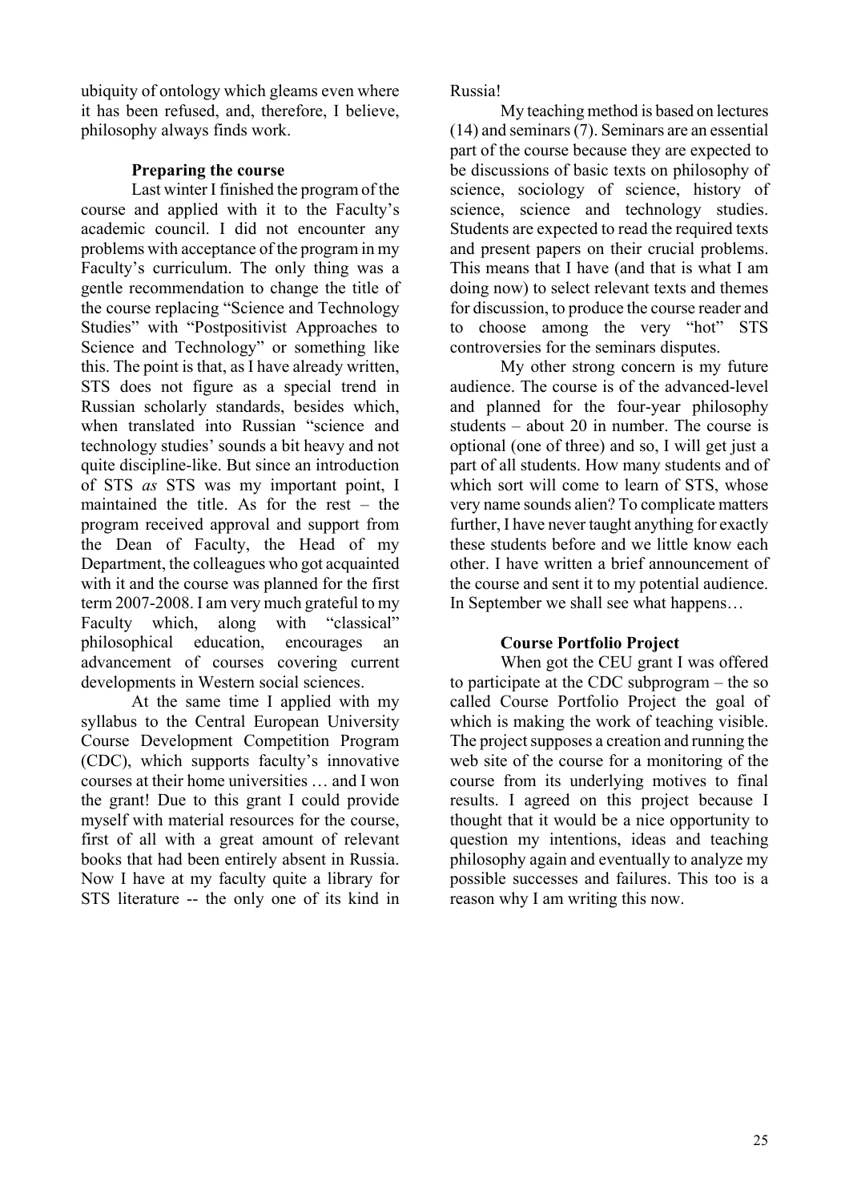ubiquity of ontology which gleams even where it has been refused, and, therefore, I believe, philosophy always finds work.

### Preparing the course

Last winter I finished the program of the course and applied with it to the Faculty's academic council. I did not encounter any problems with acceptance of the program in my Faculty's curriculum. The only thing was a gentle recommendation to change the title of the course replacing "Science and Technology Studies" with "Postpositivist Approaches to Science and Technology" or something like this. The point is that, as I have already written, STS does not figure as a special trend in Russian scholarly standards, besides which, when translated into Russian "science and technology studies' sounds a bit heavy and not quite discipline-like. But since an introduction of STS *as* STS was my important point, I maintained the title. As for the rest – the program received approval and support from the Dean of Faculty, the Head of my Department, the colleagues who got acquainted with it and the course was planned for the first term 2007-2008. I am very much grateful to my Faculty which, along with "classical" philosophical education, encourages an advancement of courses covering current developments in Western social sciences.

At the same time I applied with my syllabus to the Central European University Course Development Competition Program (CDC), which supports faculty's innovative courses at their home universities … and I won the grant! Due to this grant I could provide myself with material resources for the course, first of all with a great amount of relevant books that had been entirely absent in Russia. Now I have at my faculty quite a library for STS literature -- the only one of its kind in Russia!

My teaching method is based on lectures (14) and seminars (7). Seminars are an essential part of the course because they are expected to be discussions of basic texts on philosophy of science, sociology of science, history of science, science and technology studies. Students are expected to read the required texts and present papers on their crucial problems. This means that I have (and that is what I am doing now) to select relevant texts and themes for discussion, to produce the course reader and to choose among the very "hot" STS controversies for the seminars disputes.

My other strong concern is my future audience. The course is of the advanced-level and planned for the four-year philosophy students – about 20 in number. The course is optional (one of three) and so, I will get just a part of all students. How many students and of which sort will come to learn of STS, whose very name sounds alien? To complicate matters further, I have never taught anything for exactly these students before and we little know each other. I have written a brief announcement of the course and sent it to my potential audience. In September we shall see what happens…

### Course Portfolio Project

When got the CEU grant I was offered to participate at the CDC subprogram – the so called Course Portfolio Project the goal of which is making the work of teaching visible. The project supposes a creation and running the web site of the course for a monitoring of the course from its underlying motives to final results. I agreed on this project because I thought that it would be a nice opportunity to question my intentions, ideas and teaching philosophy again and eventually to analyze my possible successes and failures. This too is a reason why I am writing this now.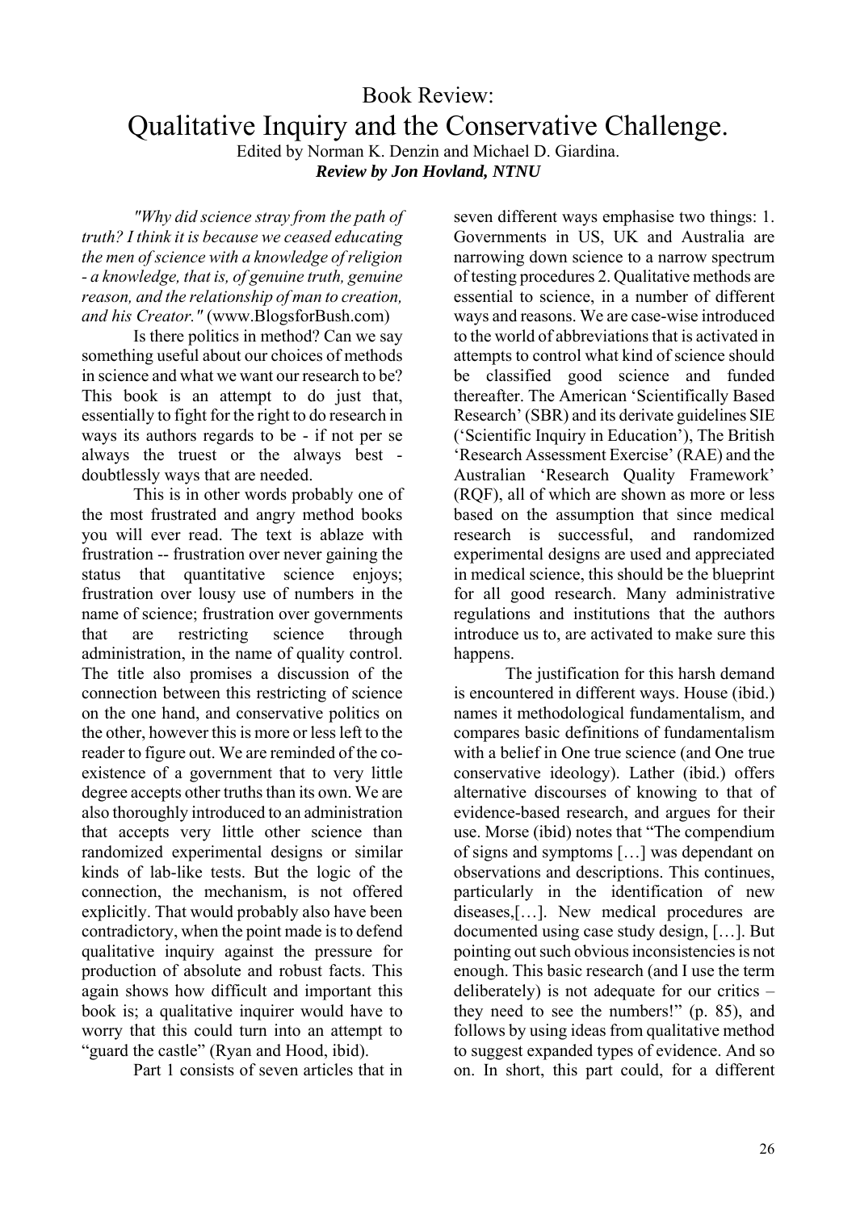# Book Review: Qualitative Inquiry and the Conservative Challenge.

Edited by Norman K. Denzin and Michael D. Giardina.

***Review by Jon Hovland, NTNU***

*"Why did science stray from the path of truth? I think it is because we ceased educating the men of science with a knowledge of religion - a knowledge, that is, of genuine truth, genuine reason, and the relationship of man to creation, and his Creator."* (www.BlogsforBush.com)

Is there politics in method? Can we say something useful about our choices of methods in science and what we want our research to be? This book is an attempt to do just that, essentially to fight for the right to do research in ways its authors regards to be - if not per se always the truest or the always best - doubtlessly ways that are needed.

This is in other words probably one of the most frustrated and angry method books you will ever read. The text is ablaze with frustration -- frustration over never gaining the status that quantitative science enjoys; frustration over lousy use of numbers in the name of science; frustration over governments that are restricting science through administration, in the name of quality control. The title also promises a discussion of the connection between this restricting of science on the one hand, and conservative politics on the other, however this is more or less left to the reader to figure out. We are reminded of the co-existence of a government that to very little degree accepts other truths than its own. We are also thoroughly introduced to an administration that accepts very little other science than randomized experimental designs or similar kinds of lab-like tests. But the logic of the connection, the mechanism, is not offered explicitly. That would probably also have been contradictory, when the point made is to defend qualitative inquiry against the pressure for production of absolute and robust facts. This again shows how difficult and important this book is; a qualitative inquirer would have to worry that this could turn into an attempt to "guard the castle" (Ryan and Hood, ibid).

Part 1 consists of seven articles that in seven different ways emphasise two things: 1. Governments in US, UK and Australia are narrowing down science to a narrow spectrum of testing procedures 2. Qualitative methods are essential to science, in a number of different ways and reasons. We are case-wise introduced to the world of abbreviations that is activated in attempts to control what kind of science should be classified good science and funded thereafter. The American 'Scientifically Based Research' (SBR) and its derivate guidelines SIE ('Scientific Inquiry in Education'), The British 'Research Assessment Exercise' (RAE) and the Australian 'Research Quality Framework' (RQF), all of which are shown as more or less based on the assumption that since medical research is successful, and randomized experimental designs are used and appreciated in medical science, this should be the blueprint for all good research. Many administrative regulations and institutions that the authors introduce us to, are activated to make sure this happens.

The justification for this harsh demand is encountered in different ways. House (ibid.) names it methodological fundamentalism, and compares basic definitions of fundamentalism with a belief in One true science (and One true conservative ideology). Lather (ibid.) offers alternative discourses of knowing to that of evidence-based research, and argues for their use. Morse (ibid) notes that "The compendium of signs and symptoms […] was dependant on observations and descriptions. This continues, particularly in the identification of new diseases,[…]. New medical procedures are documented using case study design, […]. But pointing out such obvious inconsistencies is not enough. This basic research (and I use the term deliberately) is not adequate for our critics – they need to see the numbers!" (p. 85), and follows by using ideas from qualitative method to suggest expanded types of evidence. And so on. In short, this part could, for a different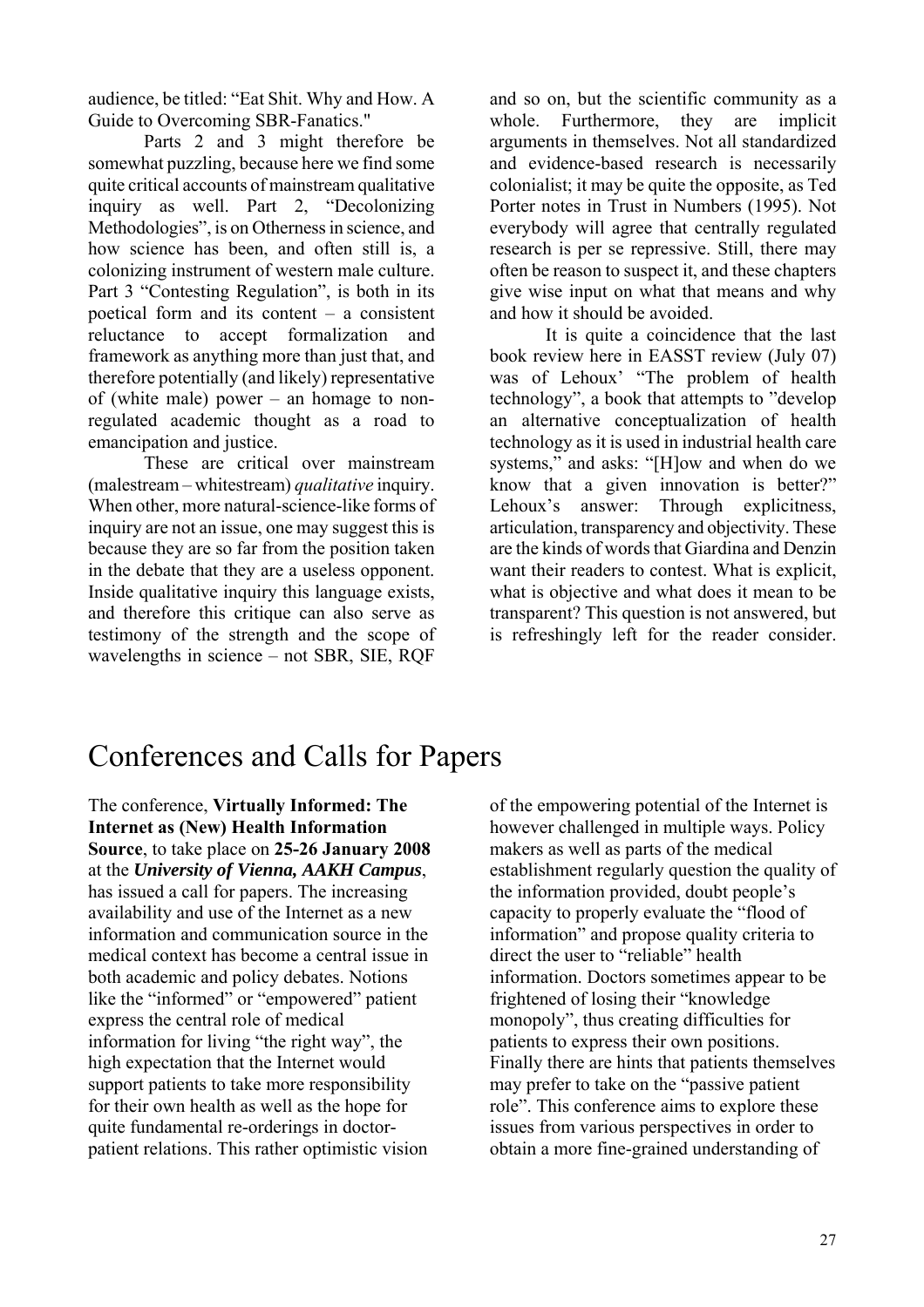audience, be titled: "Eat Shit. Why and How. A Guide to Overcoming SBR-Fanatics."

Parts 2 and 3 might therefore be somewhat puzzling, because here we find some quite critical accounts of mainstream qualitative inquiry as well. Part 2, "Decolonizing Methodologies", is on Otherness in science, and how science has been, and often still is, a colonizing instrument of western male culture. Part 3 "Contesting Regulation", is both in its poetical form and its content – a consistent reluctance to accept formalization and framework as anything more than just that, and therefore potentially (and likely) representative of (white male) power – an homage to non-regulated academic thought as a road to emancipation and justice.

These are critical over mainstream (malestream – whitestream) *qualitative* inquiry. When other, more natural-science-like forms of inquiry are not an issue, one may suggest this is because they are so far from the position taken in the debate that they are a useless opponent. Inside qualitative inquiry this language exists, and therefore this critique can also serve as testimony of the strength and the scope of wavelengths in science – not SBR, SIE, RQF and so on, but the scientific community as a whole. Furthermore, they are implicit arguments in themselves. Not all standardized and evidence-based research is necessarily colonialist; it may be quite the opposite, as Ted Porter notes in Trust in Numbers (1995). Not everybody will agree that centrally regulated research is per se repressive. Still, there may often be reason to suspect it, and these chapters give wise input on what that means and why and how it should be avoided.

It is quite a coincidence that the last book review here in EASST review (July 07) was of Lehoux' "The problem of health technology", a book that attempts to "develop an alternative conceptualization of health technology as it is used in industrial health care systems," and asks: "[H]ow and when do we know that a given innovation is better?" Lehoux's answer: Through explicitness, articulation, transparency and objectivity. These are the kinds of words that Giardina and Denzin want their readers to contest. What is explicit, what is objective and what does it mean to be transparent? This question is not answered, but is refreshingly left for the reader consider.

# Conferences and Calls for Papers

The conference, **Virtually Informed: The Internet as (New) Health Information Source**, to take place on **25-26 January 2008** at the ***University of Vienna, AAKH Campus***, has issued a call for papers. The increasing availability and use of the Internet as a new information and communication source in the medical context has become a central issue in both academic and policy debates. Notions like the "informed" or "empowered" patient express the central role of medical information for living "the right way", the high expectation that the Internet would support patients to take more responsibility for their own health as well as the hope for quite fundamental re-orderings in doctor-patient relations. This rather optimistic vision of the empowering potential of the Internet is however challenged in multiple ways. Policy makers as well as parts of the medical establishment regularly question the quality of the information provided, doubt people's capacity to properly evaluate the "flood of information" and propose quality criteria to direct the user to "reliable" health information. Doctors sometimes appear to be frightened of losing their "knowledge monopoly", thus creating difficulties for patients to express their own positions. Finally there are hints that patients themselves may prefer to take on the "passive patient role". This conference aims to explore these issues from various perspectives in order to obtain a more fine-grained understanding of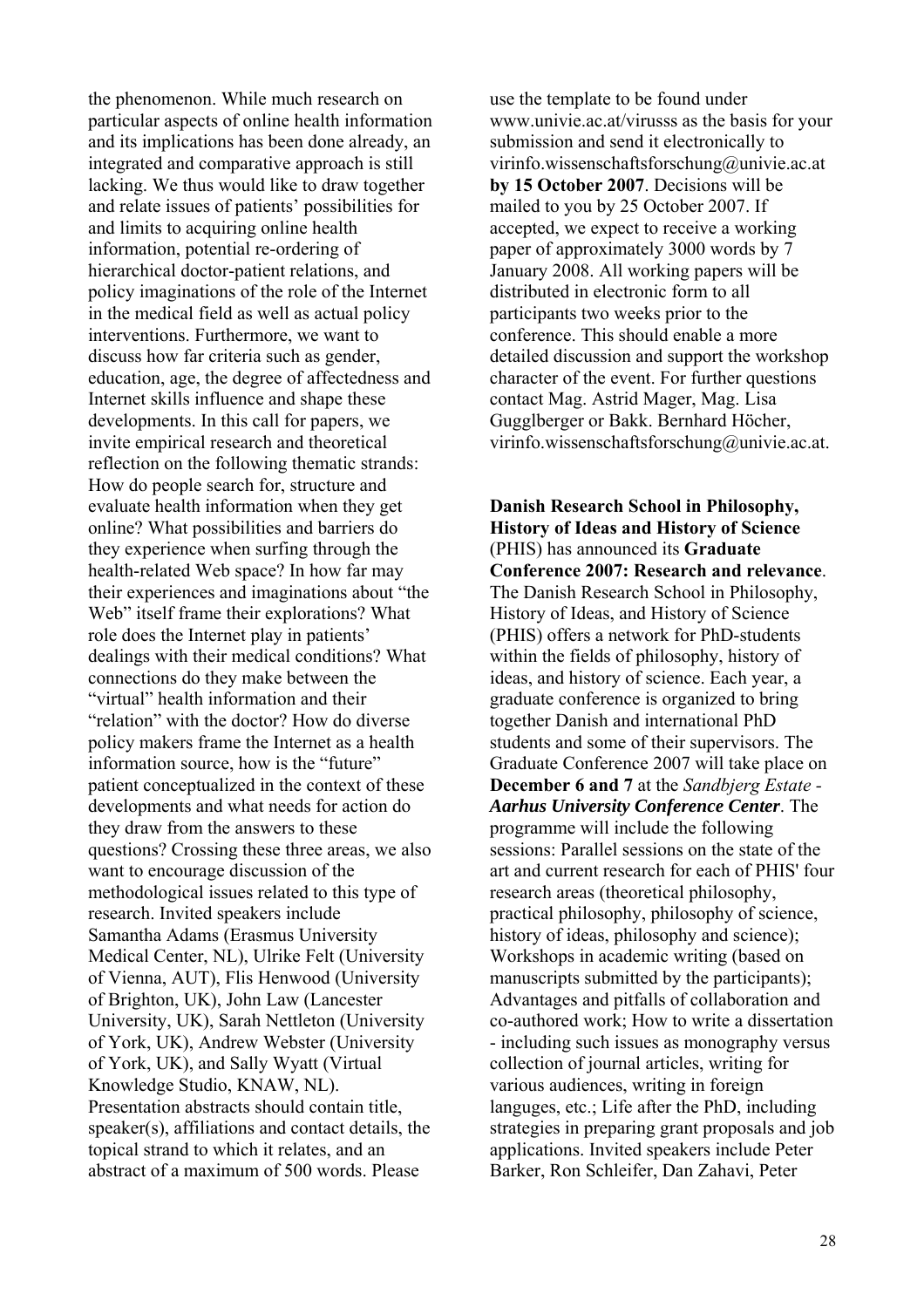the phenomenon. While much research on particular aspects of online health information and its implications has been done already, an integrated and comparative approach is still lacking. We thus would like to draw together and relate issues of patients' possibilities for and limits to acquiring online health information, potential re-ordering of hierarchical doctor-patient relations, and policy imaginations of the role of the Internet in the medical field as well as actual policy interventions. Furthermore, we want to discuss how far criteria such as gender, education, age, the degree of affectedness and Internet skills influence and shape these developments. In this call for papers, we invite empirical research and theoretical reflection on the following thematic strands: How do people search for, structure and evaluate health information when they get online? What possibilities and barriers do they experience when surfing through the health-related Web space? In how far may their experiences and imaginations about "the Web" itself frame their explorations? What role does the Internet play in patients' dealings with their medical conditions? What connections do they make between the "virtual" health information and their "relation" with the doctor? How do diverse policy makers frame the Internet as a health information source, how is the "future" patient conceptualized in the context of these developments and what needs for action do they draw from the answers to these questions? Crossing these three areas, we also want to encourage discussion of the methodological issues related to this type of research. Invited speakers include Samantha Adams (Erasmus University Medical Center, NL), Ulrike Felt (University of Vienna, AUT), Flis Henwood (University of Brighton, UK), John Law (Lancester University, UK), Sarah Nettleton (University of York, UK), Andrew Webster (University of York, UK), and Sally Wyatt (Virtual Knowledge Studio, KNAW, NL). Presentation abstracts should contain title, speaker(s), affiliations and contact details, the topical strand to which it relates, and an abstract of a maximum of 500 words. Please use the template to be found under www.univie.ac.at/virusss as the basis for your submission and send it electronically to virinfo.wissenschaftsforschung@univie.ac.at **by 15 October 2007**. Decisions will be mailed to you by 25 October 2007. If accepted, we expect to receive a working paper of approximately 3000 words by 7 January 2008. All working papers will be distributed in electronic form to all participants two weeks prior to the conference. This should enable a more detailed discussion and support the workshop character of the event. For further questions contact Mag. Astrid Mager, Mag. Lisa Gugglberger or Bakk. Bernhard Höcher, virinfo.wissenschaftsforschung@univie.ac.at.

**Danish Research School in Philosophy, History of Ideas and History of Science** (PHIS) has announced its **Graduate Conference 2007: Research and relevance**. The Danish Research School in Philosophy, History of Ideas, and History of Science (PHIS) offers a network for PhD-students within the fields of philosophy, history of ideas, and history of science. Each year, a graduate conference is organized to bring together Danish and international PhD students and some of their supervisors. The Graduate Conference 2007 will take place on **December 6 and 7** at the ***Sandbjerg Estate - Aarhus University Conference Center***. The programme will include the following sessions: Parallel sessions on the state of the art and current research for each of PHIS' four research areas (theoretical philosophy, practical philosophy, philosophy of science, history of ideas, philosophy and science); Workshops in academic writing (based on manuscripts submitted by the participants); Advantages and pitfalls of collaboration and co-authored work; How to write a dissertation - including such issues as monography versus collection of journal articles, writing for various audiences, writing in foreign languges, etc.; Life after the PhD, including strategies in preparing grant proposals and job applications. Invited speakers include Peter Barker, Ron Schleifer, Dan Zahavi, Peter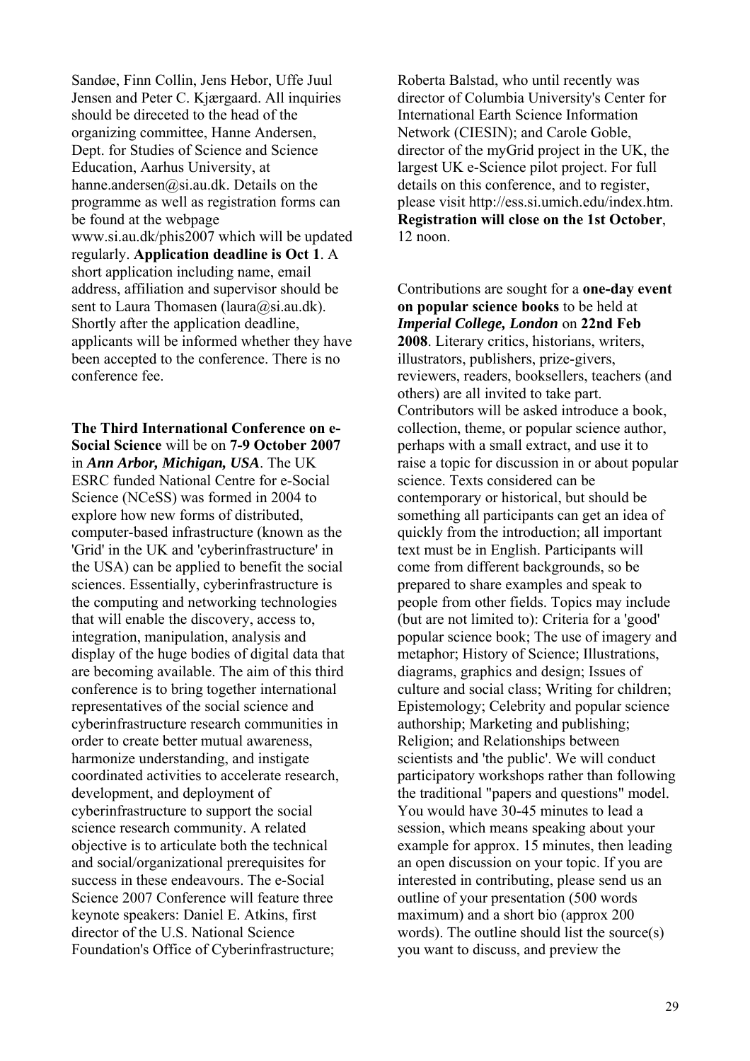Sandøe, Finn Collin, Jens Hebor, Uffe Juul Jensen and Peter C. Kjærgaard. All inquiries should be direceted to the head of the organizing committee, Hanne Andersen, Dept. for Studies of Science and Science Education, Aarhus University, at hanne.andersen@si.au.dk. Details on the programme as well as registration forms can be found at the webpage www.si.au.dk/phis2007 which will be updated regularly. **Application deadline is Oct 1**. A short application including name, email address, affiliation and supervisor should be sent to Laura Thomasen (laura@si.au.dk). Shortly after the application deadline, applicants will be informed whether they have been accepted to the conference. There is no conference fee.

**The Third International Conference on e-Social Science** will be on **7-9 October 2007** in ***Ann Arbor, Michigan, USA***. The UK ESRC funded National Centre for e-Social Science (NCeSS) was formed in 2004 to explore how new forms of distributed, computer-based infrastructure (known as the 'Grid' in the UK and 'cyberinfrastructure' in the USA) can be applied to benefit the social sciences. Essentially, cyberinfrastructure is the computing and networking technologies that will enable the discovery, access to, integration, manipulation, analysis and display of the huge bodies of digital data that are becoming available. The aim of this third conference is to bring together international representatives of the social science and cyberinfrastructure research communities in order to create better mutual awareness, harmonize understanding, and instigate coordinated activities to accelerate research, development, and deployment of cyberinfrastructure to support the social science research community. A related objective is to articulate both the technical and social/organizational prerequisites for success in these endeavours. The e-Social Science 2007 Conference will feature three keynote speakers: Daniel E. Atkins, first director of the U.S. National Science Foundation's Office of Cyberinfrastructure; Roberta Balstad, who until recently was director of Columbia University's Center for International Earth Science Information Network (CIESIN); and Carole Goble, director of the myGrid project in the UK, the largest UK e-Science pilot project. For full details on this conference, and to register, please visit http://ess.si.umich.edu/index.htm. **Registration will close on the 1st October**, 12 noon.

Contributions are sought for a **one-day event on popular science books** to be held at ***Imperial College, London*** on **22nd Feb 2008**. Literary critics, historians, writers, illustrators, publishers, prize-givers, reviewers, readers, booksellers, teachers (and others) are all invited to take part. Contributors will be asked introduce a book, collection, theme, or popular science author, perhaps with a small extract, and use it to raise a topic for discussion in or about popular science. Texts considered can be contemporary or historical, but should be something all participants can get an idea of quickly from the introduction; all important text must be in English. Participants will come from different backgrounds, so be prepared to share examples and speak to people from other fields. Topics may include (but are not limited to): Criteria for a 'good' popular science book; The use of imagery and metaphor; History of Science; Illustrations, diagrams, graphics and design; Issues of culture and social class; Writing for children; Epistemology; Celebrity and popular science authorship; Marketing and publishing; Religion; and Relationships between scientists and 'the public'. We will conduct participatory workshops rather than following the traditional "papers and questions" model. You would have 30-45 minutes to lead a session, which means speaking about your example for approx. 15 minutes, then leading an open discussion on your topic. If you are interested in contributing, please send us an outline of your presentation (500 words maximum) and a short bio (approx 200 words). The outline should list the source(s) you want to discuss, and preview the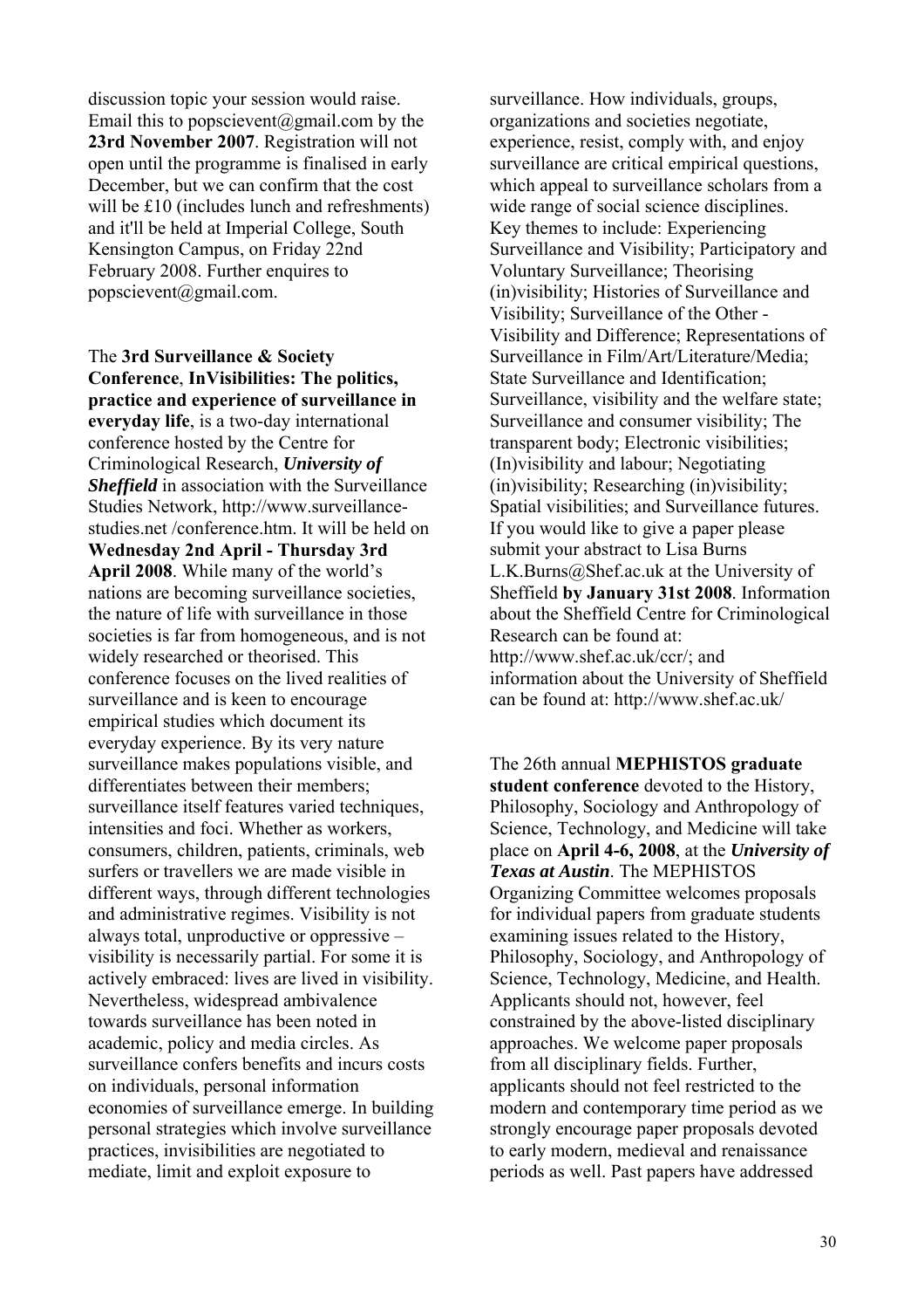discussion topic your session would raise. Email this to popscievent@gmail.com by the **23rd November 2007**. Registration will not open until the programme is finalised in early December, but we can confirm that the cost will be £10 (includes lunch and refreshments) and it'll be held at Imperial College, South Kensington Campus, on Friday 22nd February 2008. Further enquires to popscievent@gmail.com.

The **3rd Surveillance & Society Conference**, **InVisibilities: The politics, practice and experience of surveillance in everyday life**, is a two-day international conference hosted by the Centre for Criminological Research, ***University of Sheffield*** in association with the Surveillance Studies Network, http://www.surveillance-studies.net /conference.htm. It will be held on **Wednesday 2nd April - Thursday 3rd April 2008**. While many of the world's nations are becoming surveillance societies, the nature of life with surveillance in those societies is far from homogeneous, and is not widely researched or theorised. This conference focuses on the lived realities of surveillance and is keen to encourage empirical studies which document its everyday experience. By its very nature surveillance makes populations visible, and differentiates between their members; surveillance itself features varied techniques, intensities and foci. Whether as workers, consumers, children, patients, criminals, web surfers or travellers we are made visible in different ways, through different technologies and administrative regimes. Visibility is not always total, unproductive or oppressive – visibility is necessarily partial. For some it is actively embraced: lives are lived in visibility. Nevertheless, widespread ambivalence towards surveillance has been noted in academic, policy and media circles. As surveillance confers benefits and incurs costs on individuals, personal information economies of surveillance emerge. In building personal strategies which involve surveillance practices, invisibilities are negotiated to mediate, limit and exploit exposure to surveillance. How individuals, groups, organizations and societies negotiate, experience, resist, comply with, and enjoy surveillance are critical empirical questions, which appeal to surveillance scholars from a wide range of social science disciplines. Key themes to include: Experiencing Surveillance and Visibility; Participatory and Voluntary Surveillance; Theorising (in)visibility; Histories of Surveillance and Visibility; Surveillance of the Other - Visibility and Difference; Representations of Surveillance in Film/Art/Literature/Media; State Surveillance and Identification; Surveillance, visibility and the welfare state; Surveillance and consumer visibility; The transparent body; Electronic visibilities; (In)visibility and labour; Negotiating (in)visibility; Researching (in)visibility; Spatial visibilities; and Surveillance futures. If you would like to give a paper please submit your abstract to Lisa Burns L.K.Burns@Shef.ac.uk at the University of Sheffield **by January 31st 2008**. Information about the Sheffield Centre for Criminological Research can be found at: http://www.shef.ac.uk/ccr/; and information about the University of Sheffield can be found at: http://www.shef.ac.uk/

The 26th annual **MEPHISTOS graduate student conference** devoted to the History, Philosophy, Sociology and Anthropology of Science, Technology, and Medicine will take place on **April 4-6, 2008**, at the ***University of Texas at Austin***. The MEPHISTOS Organizing Committee welcomes proposals for individual papers from graduate students examining issues related to the History, Philosophy, Sociology, and Anthropology of Science, Technology, Medicine, and Health. Applicants should not, however, feel constrained by the above-listed disciplinary approaches. We welcome paper proposals from all disciplinary fields. Further, applicants should not feel restricted to the modern and contemporary time period as we strongly encourage paper proposals devoted to early modern, medieval and renaissance periods as well. Past papers have addressed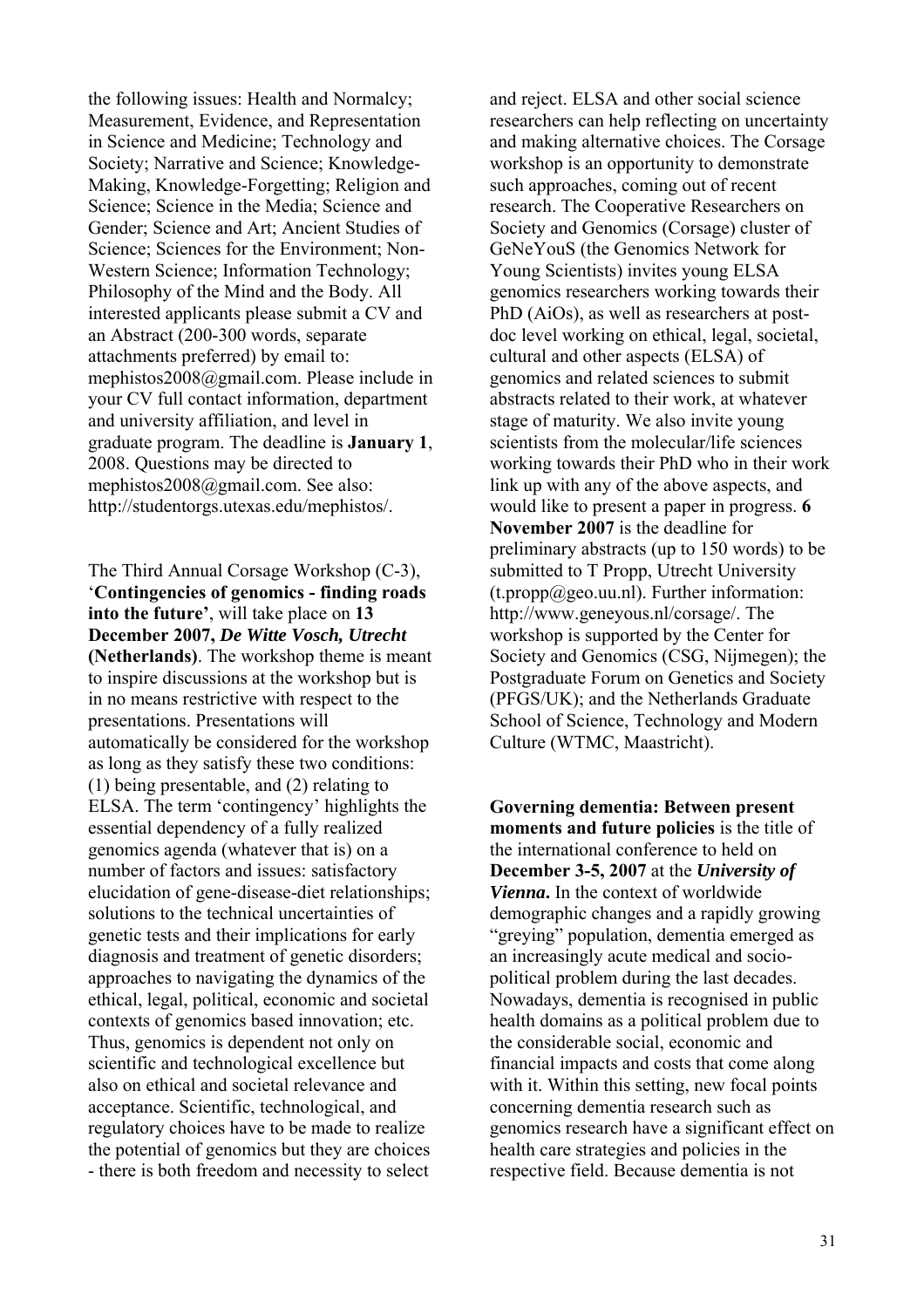the following issues: Health and Normalcy; Measurement, Evidence, and Representation in Science and Medicine; Technology and Society; Narrative and Science; Knowledge-Making, Knowledge-Forgetting; Religion and Science; Science in the Media; Science and Gender; Science and Art; Ancient Studies of Science; Sciences for the Environment; Non-Western Science; Information Technology; Philosophy of the Mind and the Body. All interested applicants please submit a CV and an Abstract (200-300 words, separate attachments preferred) by email to: mephistos2008@gmail.com. Please include in your CV full contact information, department and university affiliation, and level in graduate program. The deadline is **January 1**, 2008. Questions may be directed to mephistos2008@gmail.com. See also: http://studentorgs.utexas.edu/mephistos/.

The Third Annual Corsage Workshop (C-3), '**Contingencies of genomics - finding roads into the future'**, will take place on **13 December 2007,** ***De Witte Vosch, Utrecht*** **(Netherlands)**. The workshop theme is meant to inspire discussions at the workshop but is in no means restrictive with respect to the presentations. Presentations will automatically be considered for the workshop as long as they satisfy these two conditions: (1) being presentable, and (2) relating to ELSA. The term 'contingency' highlights the essential dependency of a fully realized genomics agenda (whatever that is) on a number of factors and issues: satisfactory elucidation of gene-disease-diet relationships; solutions to the technical uncertainties of genetic tests and their implications for early diagnosis and treatment of genetic disorders; approaches to navigating the dynamics of the ethical, legal, political, economic and societal contexts of genomics based innovation; etc. Thus, genomics is dependent not only on scientific and technological excellence but also on ethical and societal relevance and acceptance. Scientific, technological, and regulatory choices have to be made to realize the potential of genomics but they are choices - there is both freedom and necessity to select and reject. ELSA and other social science researchers can help reflecting on uncertainty and making alternative choices. The Corsage workshop is an opportunity to demonstrate such approaches, coming out of recent research. The Cooperative Researchers on Society and Genomics (Corsage) cluster of GeNeYouS (the Genomics Network for Young Scientists) invites young ELSA genomics researchers working towards their PhD (AiOs), as well as researchers at post-doc level working on ethical, legal, societal, cultural and other aspects (ELSA) of genomics and related sciences to submit abstracts related to their work, at whatever stage of maturity. We also invite young scientists from the molecular/life sciences working towards their PhD who in their work link up with any of the above aspects, and would like to present a paper in progress. **6 November 2007** is the deadline for preliminary abstracts (up to 150 words) to be submitted to T Propp, Utrecht University (t.propp@geo.uu.nl). Further information: http://www.geneyous.nl/corsage/. The workshop is supported by the Center for Society and Genomics (CSG, Nijmegen); the Postgraduate Forum on Genetics and Society (PFGS/UK); and the Netherlands Graduate School of Science, Technology and Modern Culture (WTMC, Maastricht).

**Governing dementia: Between present moments and future policies** is the title of the international conference to held on **December 3-5, 2007** at the ***University of Vienna***. In the context of worldwide demographic changes and a rapidly growing "greying" population, dementia emerged as an increasingly acute medical and socio-political problem during the last decades. Nowadays, dementia is recognised in public health domains as a political problem due to the considerable social, economic and financial impacts and costs that come along with it. Within this setting, new focal points concerning dementia research such as genomics research have a significant effect on health care strategies and policies in the respective field. Because dementia is not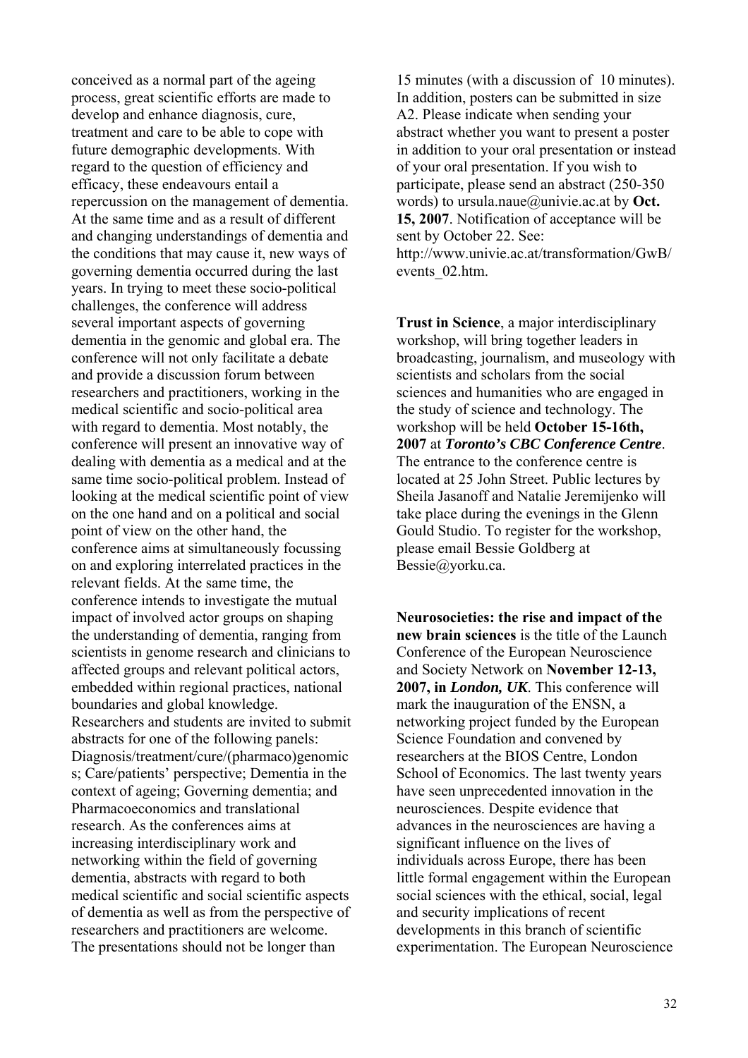conceived as a normal part of the ageing process, great scientific efforts are made to develop and enhance diagnosis, cure, treatment and care to be able to cope with future demographic developments. With regard to the question of efficiency and efficacy, these endeavours entail a repercussion on the management of dementia. At the same time and as a result of different and changing understandings of dementia and the conditions that may cause it, new ways of governing dementia occurred during the last years. In trying to meet these socio-political challenges, the conference will address several important aspects of governing dementia in the genomic and global era. The conference will not only facilitate a debate and provide a discussion forum between researchers and practitioners, working in the medical scientific and socio-political area with regard to dementia. Most notably, the conference will present an innovative way of dealing with dementia as a medical and at the same time socio-political problem. Instead of looking at the medical scientific point of view on the one hand and on a political and social point of view on the other hand, the conference aims at simultaneously focussing on and exploring interrelated practices in the relevant fields. At the same time, the conference intends to investigate the mutual impact of involved actor groups on shaping the understanding of dementia, ranging from scientists in genome research and clinicians to affected groups and relevant political actors, embedded within regional practices, national boundaries and global knowledge. Researchers and students are invited to submit abstracts for one of the following panels: Diagnosis/treatment/cure/(pharmaco)genomics; Care/patients' perspective; Dementia in the context of ageing; Governing dementia; and Pharmacoeconomics and translational research. As the conferences aims at increasing interdisciplinary work and networking within the field of governing dementia, abstracts with regard to both medical scientific and social scientific aspects of dementia as well as from the perspective of researchers and practitioners are welcome. The presentations should not be longer than 15 minutes (with a discussion of 10 minutes). In addition, posters can be submitted in size A2. Please indicate when sending your abstract whether you want to present a poster in addition to your oral presentation or instead of your oral presentation. If you wish to participate, please send an abstract (250-350 words) to ursula.naue@univie.ac.at by **Oct. 15, 2007**. Notification of acceptance will be sent by October 22. See: http://www.univie.ac.at/transformation/GwB/events_02.htm.

**Trust in Science**, a major interdisciplinary workshop, will bring together leaders in broadcasting, journalism, and museology with scientists and scholars from the social sciences and humanities who are engaged in the study of science and technology. The workshop will be held **October 15-16th, 2007** at ***Toronto's CBC Conference Centre***. The entrance to the conference centre is located at 25 John Street. Public lectures by Sheila Jasanoff and Natalie Jeremijenko will take place during the evenings in the Glenn Gould Studio. To register for the workshop, please email Bessie Goldberg at Bessie@yorku.ca.

**Neurosocieties: the rise and impact of the new brain sciences** is the title of the Launch Conference of the European Neuroscience and Society Network on **November 12-13, 2007, in *London, UK***. This conference will mark the inauguration of the ENSN, a networking project funded by the European Science Foundation and convened by researchers at the BIOS Centre, London School of Economics. The last twenty years have seen unprecedented innovation in the neurosciences. Despite evidence that advances in the neurosciences are having a significant influence on the lives of individuals across Europe, there has been little formal engagement within the European social sciences with the ethical, social, legal and security implications of recent developments in this branch of scientific experimentation. The European Neuroscience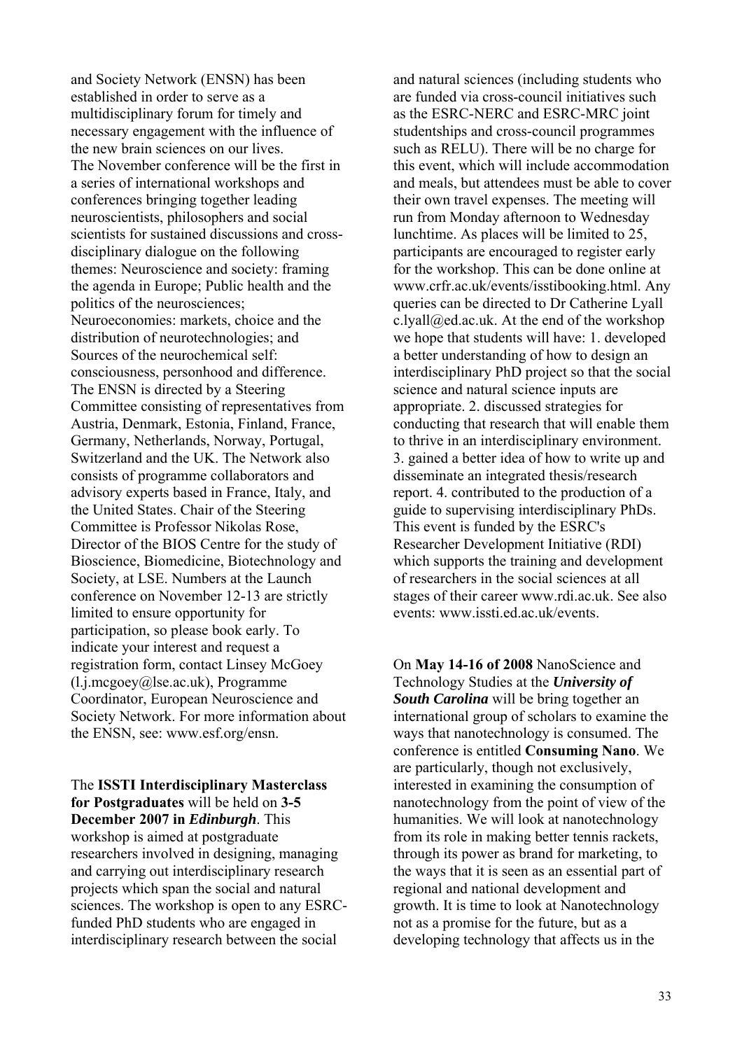and Society Network (ENSN) has been established in order to serve as a multidisciplinary forum for timely and necessary engagement with the influence of the new brain sciences on our lives. The November conference will be the first in a series of international workshops and conferences bringing together leading neuroscientists, philosophers and social scientists for sustained discussions and cross-disciplinary dialogue on the following themes: Neuroscience and society: framing the agenda in Europe; Public health and the politics of the neurosciences; Neuroeconomies: markets, choice and the distribution of neurotechnologies; and Sources of the neurochemical self: consciousness, personhood and difference. The ENSN is directed by a Steering Committee consisting of representatives from Austria, Denmark, Estonia, Finland, France, Germany, Netherlands, Norway, Portugal, Switzerland and the UK. The Network also consists of programme collaborators and advisory experts based in France, Italy, and the United States. Chair of the Steering Committee is Professor Nikolas Rose, Director of the BIOS Centre for the study of Bioscience, Biomedicine, Biotechnology and Society, at LSE. Numbers at the Launch conference on November 12-13 are strictly limited to ensure opportunity for participation, so please book early. To indicate your interest and request a registration form, contact Linsey McGoey (l.j.mcgoey@lse.ac.uk), Programme Coordinator, European Neuroscience and Society Network. For more information about the ENSN, see: www.esf.org/ensn.

The **ISSTI Interdisciplinary Masterclass for Postgraduates** will be held on **3-5 December 2007 in *Edinburgh***. This workshop is aimed at postgraduate researchers involved in designing, managing and carrying out interdisciplinary research projects which span the social and natural sciences. The workshop is open to any ESRC-funded PhD students who are engaged in interdisciplinary research between the social and natural sciences (including students who are funded via cross-council initiatives such as the ESRC-NERC and ESRC-MRC joint studentships and cross-council programmes such as RELU). There will be no charge for this event, which will include accommodation and meals, but attendees must be able to cover their own travel expenses. The meeting will run from Monday afternoon to Wednesday lunchtime. As places will be limited to 25, participants are encouraged to register early for the workshop. This can be done online at www.crfr.ac.uk/events/isstibooking.html. Any queries can be directed to Dr Catherine Lyall c.lyall@ed.ac.uk. At the end of the workshop we hope that students will have: 1. developed a better understanding of how to design an interdisciplinary PhD project so that the social science and natural science inputs are appropriate. 2. discussed strategies for conducting that research that will enable them to thrive in an interdisciplinary environment. 3. gained a better idea of how to write up and disseminate an integrated thesis/research report. 4. contributed to the production of a guide to supervising interdisciplinary PhDs. This event is funded by the ESRC's Researcher Development Initiative (RDI) which supports the training and development of researchers in the social sciences at all stages of their career www.rdi.ac.uk. See also events: www.issti.ed.ac.uk/events.

On **May 14-16 of 2008** NanoScience and Technology Studies at the ***University of South Carolina*** will be bring together an international group of scholars to examine the ways that nanotechnology is consumed. The conference is entitled **Consuming Nano**. We are particularly, though not exclusively, interested in examining the consumption of nanotechnology from the point of view of the humanities. We will look at nanotechnology from its role in making better tennis rackets, through its power as brand for marketing, to the ways that it is seen as an essential part of regional and national development and growth. It is time to look at Nanotechnology not as a promise for the future, but as a developing technology that affects us in the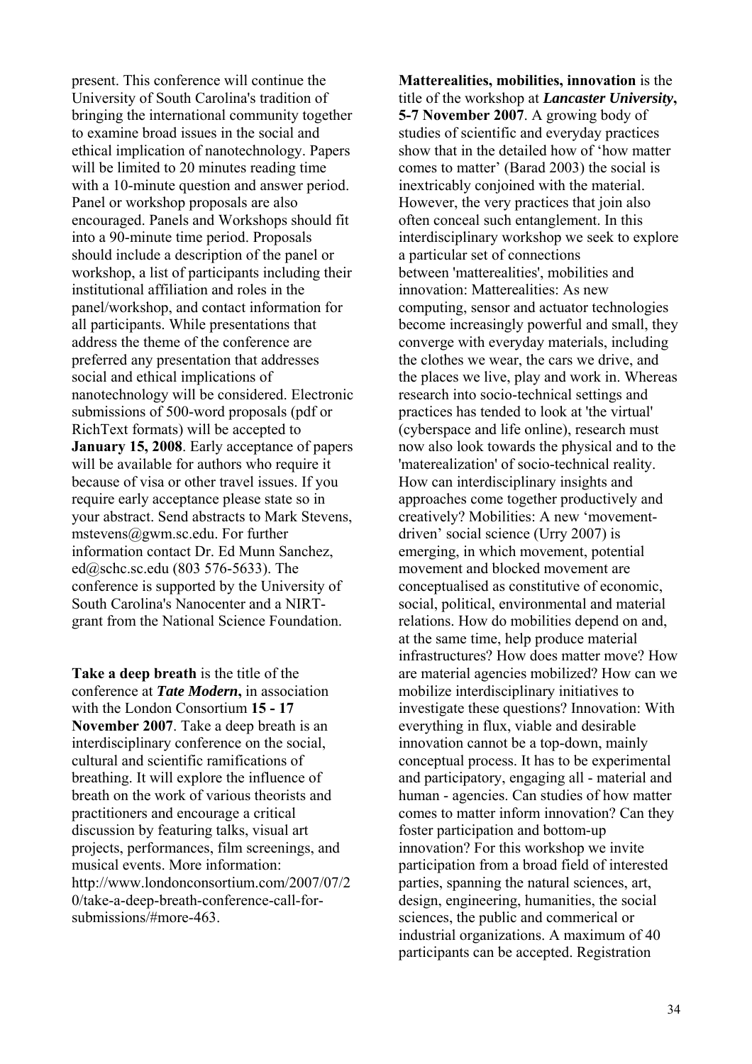present. This conference will continue the University of South Carolina's tradition of bringing the international community together to examine broad issues in the social and ethical implication of nanotechnology. Papers will be limited to 20 minutes reading time with a 10-minute question and answer period. Panel or workshop proposals are also encouraged. Panels and Workshops should fit into a 90-minute time period. Proposals should include a description of the panel or workshop, a list of participants including their institutional affiliation and roles in the panel/workshop, and contact information for all participants. While presentations that address the theme of the conference are preferred any presentation that addresses social and ethical implications of nanotechnology will be considered. Electronic submissions of 500-word proposals (pdf or RichText formats) will be accepted to **January 15, 2008**. Early acceptance of papers will be available for authors who require it because of visa or other travel issues. If you require early acceptance please state so in your abstract. Send abstracts to Mark Stevens, mstevens@gwm.sc.edu. For further information contact Dr. Ed Munn Sanchez, ed@schc.sc.edu (803 576-5633). The conference is supported by the University of South Carolina's Nanocenter and a NIRT-grant from the National Science Foundation.

**Take a deep breath** is the title of the conference at ***Tate Modern*,** in association with the London Consortium **15 - 17 November 2007**. Take a deep breath is an interdisciplinary conference on the social, cultural and scientific ramifications of breathing. It will explore the influence of breath on the work of various theorists and practitioners and encourage a critical discussion by featuring talks, visual art projects, performances, film screenings, and musical events. More information: http://www.londonconsortium.com/2007/07/20/take-a-deep-breath-conference-call-for-submissions/#more-463.

**Matterealities, mobilities, innovation** is the title of the workshop at ***Lancaster University*, 5-7 November 2007**. A growing body of studies of scientific and everyday practices show that in the detailed how of 'how matter comes to matter' (Barad 2003) the social is inextricably conjoined with the material. However, the very practices that join also often conceal such entanglement. In this interdisciplinary workshop we seek to explore a particular set of connections between 'matterealities', mobilities and innovation: Matterealities: As new computing, sensor and actuator technologies become increasingly powerful and small, they converge with everyday materials, including the clothes we wear, the cars we drive, and the places we live, play and work in. Whereas research into socio-technical settings and practices has tended to look at 'the virtual' (cyberspace and life online), research must now also look towards the physical and to the 'materealization' of socio-technical reality. How can interdisciplinary insights and approaches come together productively and creatively? Mobilities: A new 'movement-driven' social science (Urry 2007) is emerging, in which movement, potential movement and blocked movement are conceptualised as constitutive of economic, social, political, environmental and material relations. How do mobilities depend on and, at the same time, help produce material infrastructures? How does matter move? How are material agencies mobilized? How can we mobilize interdisciplinary initiatives to investigate these questions? Innovation: With everything in flux, viable and desirable innovation cannot be a top-down, mainly conceptual process. It has to be experimental and participatory, engaging all - material and human - agencies. Can studies of how matter comes to matter inform innovation? Can they foster participation and bottom-up innovation? For this workshop we invite participation from a broad field of interested parties, spanning the natural sciences, art, design, engineering, humanities, the social sciences, the public and commerical or industrial organizations. A maximum of 40 participants can be accepted. Registration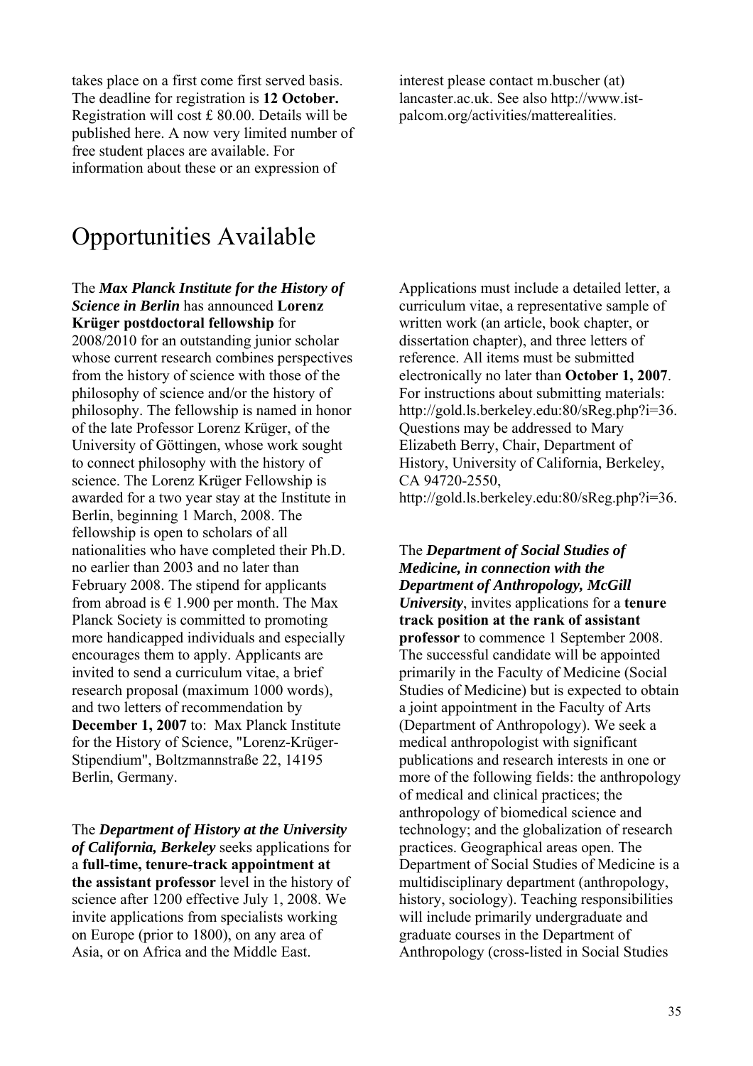takes place on a first come first served basis. The deadline for registration is **12 October.** Registration will cost £ 80.00. Details will be published here. A now very limited number of free student places are available. For information about these or an expression of interest please contact m.buscher (at) lancaster.ac.uk. See also http://www.ist-palcom.org/activities/matterealities.

# Opportunities Available

The ***Max Planck Institute for the History of Science in Berlin*** has announced **Lorenz Krüger postdoctoral fellowship** for 2008/2010 for an outstanding junior scholar whose current research combines perspectives from the history of science with those of the philosophy of science and/or the history of philosophy. The fellowship is named in honor of the late Professor Lorenz Krüger, of the University of Göttingen, whose work sought to connect philosophy with the history of science. The Lorenz Krüger Fellowship is awarded for a two year stay at the Institute in Berlin, beginning 1 March, 2008. The fellowship is open to scholars of all nationalities who have completed their Ph.D. no earlier than 2003 and no later than February 2008. The stipend for applicants from abroad is € 1.900 per month. The Max Planck Society is committed to promoting more handicapped individuals and especially encourages them to apply. Applicants are invited to send a curriculum vitae, a brief research proposal (maximum 1000 words), and two letters of recommendation by **December 1, 2007** to: Max Planck Institute for the History of Science, "Lorenz-Krüger-Stipendium", Boltzmannstraße 22, 14195 Berlin, Germany.

The ***Department of History at the University of California, Berkeley*** seeks applications for a **full-time, tenure-track appointment at the assistant professor** level in the history of science after 1200 effective July 1, 2008. We invite applications from specialists working on Europe (prior to 1800), on any area of Asia, or on Africa and the Middle East. Applications must include a detailed letter, a curriculum vitae, a representative sample of written work (an article, book chapter, or dissertation chapter), and three letters of reference. All items must be submitted electronically no later than **October 1, 2007**. For instructions about submitting materials: http://gold.ls.berkeley.edu:80/sReg.php?i=36. Questions may be addressed to Mary Elizabeth Berry, Chair, Department of History, University of California, Berkeley, CA 94720-2550, http://gold.ls.berkeley.edu:80/sReg.php?i=36.

The ***Department of Social Studies of Medicine, in connection with the Department of Anthropology, McGill University***, invites applications for a **tenure track position at the rank of assistant professor** to commence 1 September 2008. The successful candidate will be appointed primarily in the Faculty of Medicine (Social Studies of Medicine) but is expected to obtain a joint appointment in the Faculty of Arts (Department of Anthropology). We seek a medical anthropologist with significant publications and research interests in one or more of the following fields: the anthropology of medical and clinical practices; the anthropology of biomedical science and technology; and the globalization of research practices. Geographical areas open. The Department of Social Studies of Medicine is a multidisciplinary department (anthropology, history, sociology). Teaching responsibilities will include primarily undergraduate and graduate courses in the Department of Anthropology (cross-listed in Social Studies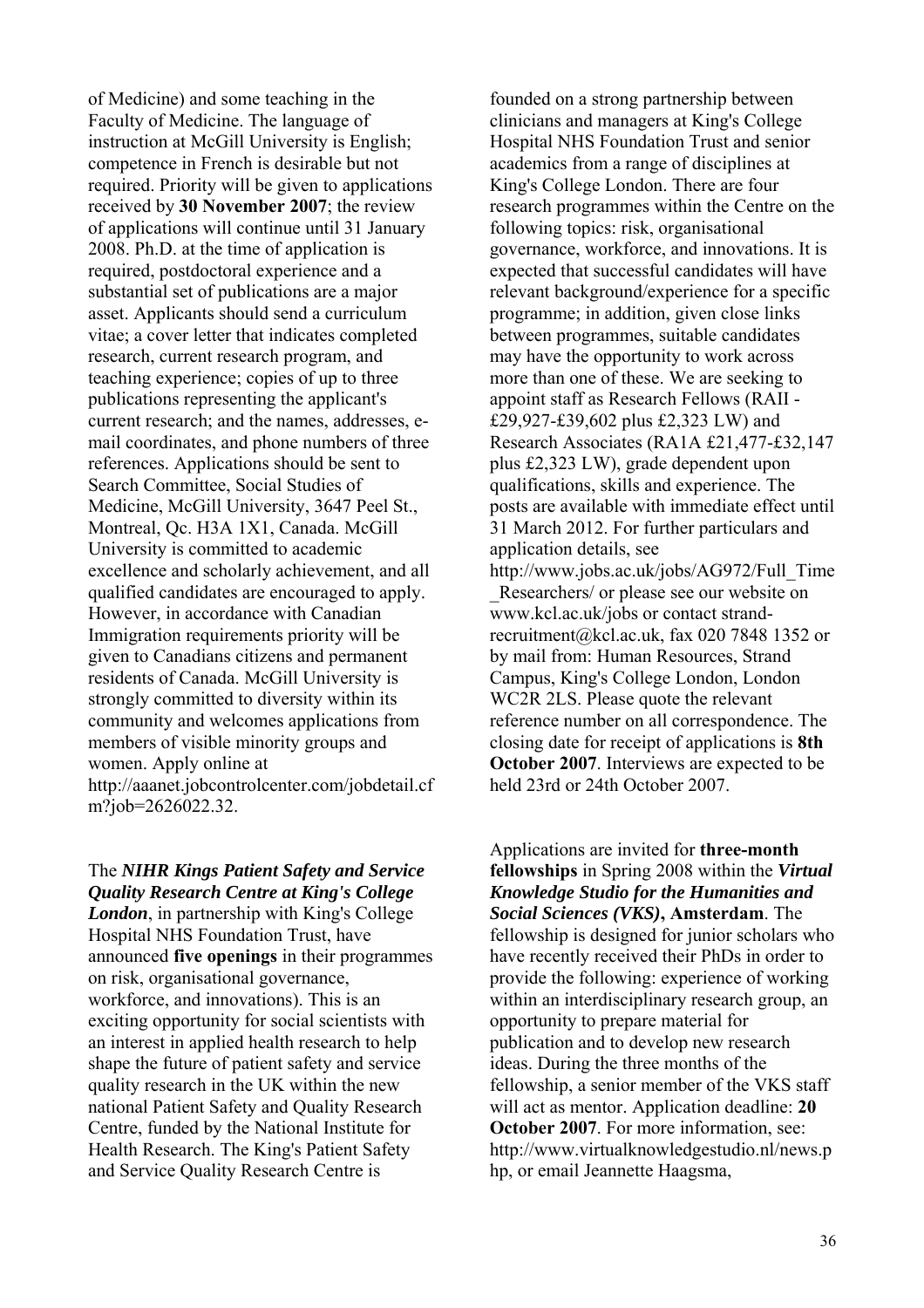of Medicine) and some teaching in the Faculty of Medicine. The language of instruction at McGill University is English; competence in French is desirable but not required. Priority will be given to applications received by **30 November 2007**; the review of applications will continue until 31 January 2008. Ph.D. at the time of application is required, postdoctoral experience and a substantial set of publications are a major asset. Applicants should send a curriculum vitae; a cover letter that indicates completed research, current research program, and teaching experience; copies of up to three publications representing the applicant's current research; and the names, addresses, e-mail coordinates, and phone numbers of three references. Applications should be sent to Search Committee, Social Studies of Medicine, McGill University, 3647 Peel St., Montreal, Qc. H3A 1X1, Canada. McGill University is committed to academic excellence and scholarly achievement, and all qualified candidates are encouraged to apply. However, in accordance with Canadian Immigration requirements priority will be given to Canadians citizens and permanent residents of Canada. McGill University is strongly committed to diversity within its community and welcomes applications from members of visible minority groups and women. Apply online at http://aaanet.jobcontrolcenter.com/jobdetail.cfm?job=2626022.32.

The ***NIHR Kings Patient Safety and Service Quality Research Centre at King's College London***, in partnership with King's College Hospital NHS Foundation Trust, have announced **five openings** in their programmes on risk, organisational governance, workforce, and innovations). This is an exciting opportunity for social scientists with an interest in applied health research to help shape the future of patient safety and service quality research in the UK within the new national Patient Safety and Quality Research Centre, funded by the National Institute for Health Research. The King's Patient Safety and Service Quality Research Centre is founded on a strong partnership between clinicians and managers at King's College Hospital NHS Foundation Trust and senior academics from a range of disciplines at King's College London. There are four research programmes within the Centre on the following topics: risk, organisational governance, workforce, and innovations. It is expected that successful candidates will have relevant background/experience for a specific programme; in addition, given close links between programmes, suitable candidates may have the opportunity to work across more than one of these. We are seeking to appoint staff as Research Fellows (RAII - £29,927-£39,602 plus £2,323 LW) and Research Associates (RA1A £21,477-£32,147 plus £2,323 LW), grade dependent upon qualifications, skills and experience. The posts are available with immediate effect until 31 March 2012. For further particulars and application details, see http://www.jobs.ac.uk/jobs/AG972/Full_Time_Researchers/ or please see our website on www.kcl.ac.uk/jobs or contact strand-recruitment@kcl.ac.uk, fax 020 7848 1352 or by mail from: Human Resources, Strand Campus, King's College London, London WC2R 2LS. Please quote the relevant reference number on all correspondence. The closing date for receipt of applications is **8th October 2007**. Interviews are expected to be held 23rd or 24th October 2007.

Applications are invited for **three-month fellowships** in Spring 2008 within the ***Virtual Knowledge Studio for the Humanities and Social Sciences (VKS)*, Amsterdam**. The fellowship is designed for junior scholars who have recently received their PhDs in order to provide the following: experience of working within an interdisciplinary research group, an opportunity to prepare material for publication and to develop new research ideas. During the three months of the fellowship, a senior member of the VKS staff will act as mentor. Application deadline: **20 October 2007**. For more information, see: http://www.virtualknowledgestudio.nl/news.php, or email Jeannette Haagsma,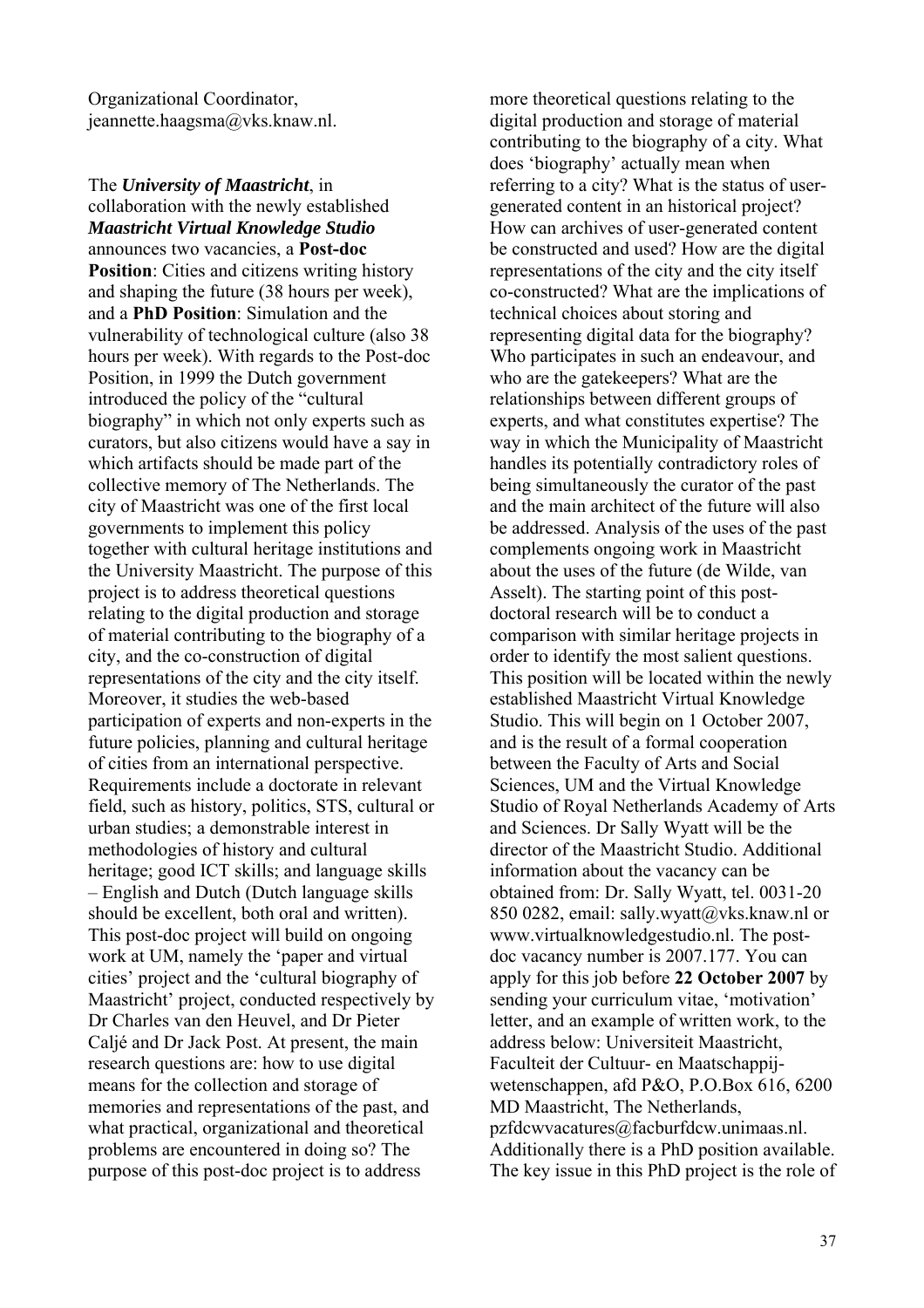Organizational Coordinator, jeannette.haagsma@vks.knaw.nl.

The ***University of Maastricht***, in collaboration with the newly established ***Maastricht Virtual Knowledge Studio*** announces two vacancies, a **Post-doc Position**: Cities and citizens writing history and shaping the future (38 hours per week), and a **PhD Position**: Simulation and the vulnerability of technological culture (also 38 hours per week). With regards to the Post-doc Position, in 1999 the Dutch government introduced the policy of the "cultural biography" in which not only experts such as curators, but also citizens would have a say in which artifacts should be made part of the collective memory of The Netherlands. The city of Maastricht was one of the first local governments to implement this policy together with cultural heritage institutions and the University Maastricht. The purpose of this project is to address theoretical questions relating to the digital production and storage of material contributing to the biography of a city, and the co-construction of digital representations of the city and the city itself. Moreover, it studies the web-based participation of experts and non-experts in the future policies, planning and cultural heritage of cities from an international perspective. Requirements include a doctorate in relevant field, such as history, politics, STS, cultural or urban studies; a demonstrable interest in methodologies of history and cultural heritage; good ICT skills; and language skills – English and Dutch (Dutch language skills should be excellent, both oral and written). This post-doc project will build on ongoing work at UM, namely the 'paper and virtual cities' project and the 'cultural biography of Maastricht' project, conducted respectively by Dr Charles van den Heuvel, and Dr Pieter Caljé and Dr Jack Post. At present, the main research questions are: how to use digital means for the collection and storage of memories and representations of the past, and what practical, organizational and theoretical problems are encountered in doing so? The purpose of this post-doc project is to address more theoretical questions relating to the digital production and storage of material contributing to the biography of a city. What does 'biography' actually mean when referring to a city? What is the status of user-generated content in an historical project? How can archives of user-generated content be constructed and used? How are the digital representations of the city and the city itself co-constructed? What are the implications of technical choices about storing and representing digital data for the biography? Who participates in such an endeavour, and who are the gatekeepers? What are the relationships between different groups of experts, and what constitutes expertise? The way in which the Municipality of Maastricht handles its potentially contradictory roles of being simultaneously the curator of the past and the main architect of the future will also be addressed. Analysis of the uses of the past complements ongoing work in Maastricht about the uses of the future (de Wilde, van Asselt). The starting point of this post-doctoral research will be to conduct a comparison with similar heritage projects in order to identify the most salient questions. This position will be located within the newly established Maastricht Virtual Knowledge Studio. This will begin on 1 October 2007, and is the result of a formal cooperation between the Faculty of Arts and Social Sciences, UM and the Virtual Knowledge Studio of Royal Netherlands Academy of Arts and Sciences. Dr Sally Wyatt will be the director of the Maastricht Studio. Additional information about the vacancy can be obtained from: Dr. Sally Wyatt, tel. 0031-20 850 0282, email: sally.wyatt@vks.knaw.nl or www.virtualknowledgestudio.nl. The post-doc vacancy number is 2007.177. You can apply for this job before **22 October 2007** by sending your curriculum vitae, 'motivation' letter, and an example of written work, to the address below: Universiteit Maastricht, Faculteit der Cultuur- en Maatschappij-wetenschappen, afd P&O, P.O.Box 616, 6200 MD Maastricht, The Netherlands, pzfdcwvacatures@facburfdcw.unimaas.nl. Additionally there is a PhD position available. The key issue in this PhD project is the role of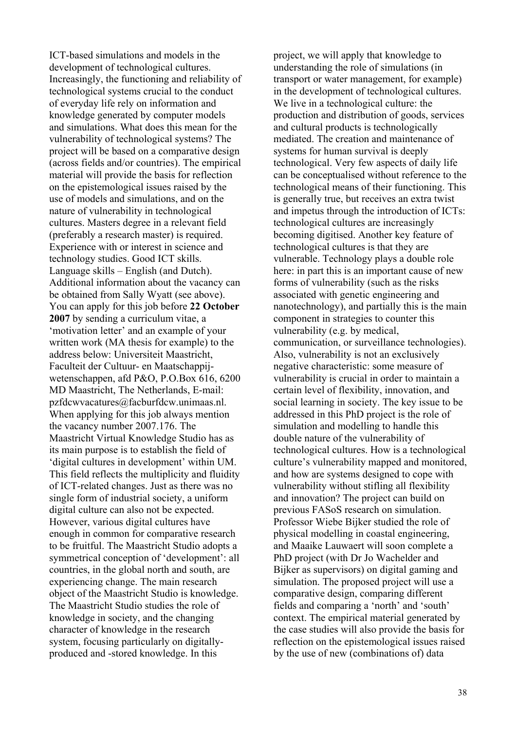ICT-based simulations and models in the development of technological cultures. Increasingly, the functioning and reliability of technological systems crucial to the conduct of everyday life rely on information and knowledge generated by computer models and simulations. What does this mean for the vulnerability of technological systems? The project will be based on a comparative design (across fields and/or countries). The empirical material will provide the basis for reflection on the epistemological issues raised by the use of models and simulations, and on the nature of vulnerability in technological cultures. Masters degree in a relevant field (preferably a research master) is required. Experience with or interest in science and technology studies. Good ICT skills. Language skills – English (and Dutch). Additional information about the vacancy can be obtained from Sally Wyatt (see above). You can apply for this job before **22 October 2007** by sending a curriculum vitae, a 'motivation letter' and an example of your written work (MA thesis for example) to the address below: Universiteit Maastricht, Faculteit der Cultuur- en Maatschappij-wetenschappen, afd P&O, P.O.Box 616, 6200 MD Maastricht, The Netherlands, E-mail: pzfdcwvacatures@facburfdcw.unimaas.nl. When applying for this job always mention the vacancy number 2007.176. The Maastricht Virtual Knowledge Studio has as its main purpose is to establish the field of 'digital cultures in development' within UM. This field reflects the multiplicity and fluidity of ICT-related changes. Just as there was no single form of industrial society, a uniform digital culture can also not be expected. However, various digital cultures have enough in common for comparative research to be fruitful. The Maastricht Studio adopts a symmetrical conception of 'development': all countries, in the global north and south, are experiencing change. The main research object of the Maastricht Studio is knowledge. The Maastricht Studio studies the role of knowledge in society, and the changing character of knowledge in the research system, focusing particularly on digitally-produced and -stored knowledge. In this project, we will apply that knowledge to understanding the role of simulations (in transport or water management, for example) in the development of technological cultures. We live in a technological culture: the production and distribution of goods, services and cultural products is technologically mediated. The creation and maintenance of systems for human survival is deeply technological. Very few aspects of daily life can be conceptualised without reference to the technological means of their functioning. This is generally true, but receives an extra twist and impetus through the introduction of ICTs: technological cultures are increasingly becoming digitised. Another key feature of technological cultures is that they are vulnerable. Technology plays a double role here: in part this is an important cause of new forms of vulnerability (such as the risks associated with genetic engineering and nanotechnology), and partially this is the main component in strategies to counter this vulnerability (e.g. by medical, communication, or surveillance technologies). Also, vulnerability is not an exclusively negative characteristic: some measure of vulnerability is crucial in order to maintain a certain level of flexibility, innovation, and social learning in society. The key issue to be addressed in this PhD project is the role of simulation and modelling to handle this double nature of the vulnerability of technological cultures. How is a technological culture's vulnerability mapped and monitored, and how are systems designed to cope with vulnerability without stifling all flexibility and innovation? The project can build on previous FASoS research on simulation. Professor Wiebe Bijker studied the role of physical modelling in coastal engineering, and Maaike Lauwaert will soon complete a PhD project (with Dr Jo Wachelder and Bijker as supervisors) on digital gaming and simulation. The proposed project will use a comparative design, comparing different fields and comparing a 'north' and 'south' context. The empirical material generated by the case studies will also provide the basis for reflection on the epistemological issues raised by the use of new (combinations of) data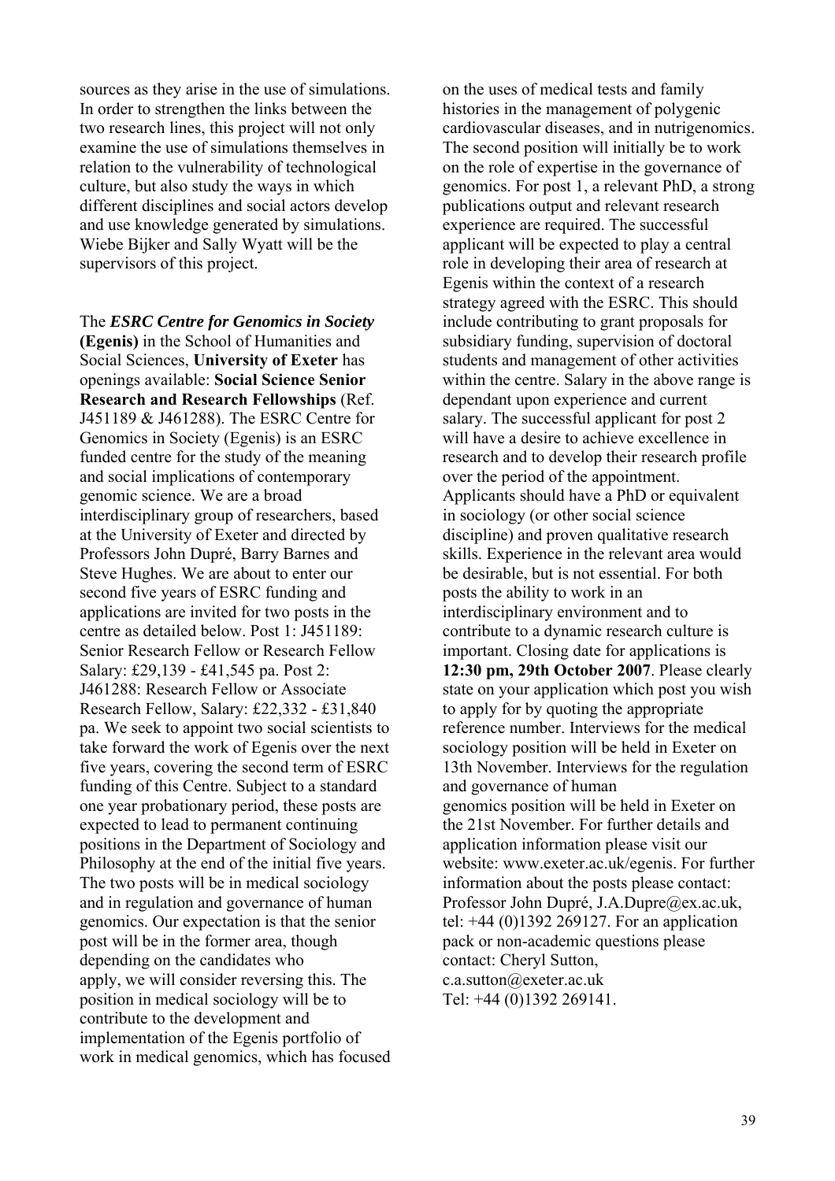sources as they arise in the use of simulations. In order to strengthen the links between the two research lines, this project will not only examine the use of simulations themselves in relation to the vulnerability of technological culture, but also study the ways in which different disciplines and social actors develop and use knowledge generated by simulations. Wiebe Bijker and Sally Wyatt will be the supervisors of this project.

The ***ESRC Centre for Genomics in Society* (Egenis)** in the School of Humanities and Social Sciences, **University of Exeter** has openings available: **Social Science Senior Research and Research Fellowships** (Ref. J451189 & J461288). The ESRC Centre for Genomics in Society (Egenis) is an ESRC funded centre for the study of the meaning and social implications of contemporary genomic science. We are a broad interdisciplinary group of researchers, based at the University of Exeter and directed by Professors John Dupré, Barry Barnes and Steve Hughes. We are about to enter our second five years of ESRC funding and applications are invited for two posts in the centre as detailed below. Post 1: J451189: Senior Research Fellow or Research Fellow Salary: £29,139 - £41,545 pa. Post 2: J461288: Research Fellow or Associate Research Fellow, Salary: £22,332 - £31,840 pa. We seek to appoint two social scientists to take forward the work of Egenis over the next five years, covering the second term of ESRC funding of this Centre. Subject to a standard one year probationary period, these posts are expected to lead to permanent continuing positions in the Department of Sociology and Philosophy at the end of the initial five years. The two posts will be in medical sociology and in regulation and governance of human genomics. Our expectation is that the senior post will be in the former area, though depending on the candidates who apply, we will consider reversing this. The position in medical sociology will be to contribute to the development and implementation of the Egenis portfolio of work in medical genomics, which has focused on the uses of medical tests and family histories in the management of polygenic cardiovascular diseases, and in nutrigenomics. The second position will initially be to work on the role of expertise in the governance of genomics. For post 1, a relevant PhD, a strong publications output and relevant research experience are required. The successful applicant will be expected to play a central role in developing their area of research at Egenis within the context of a research strategy agreed with the ESRC. This should include contributing to grant proposals for subsidiary funding, supervision of doctoral students and management of other activities within the centre. Salary in the above range is dependant upon experience and current salary. The successful applicant for post 2 will have a desire to achieve excellence in research and to develop their research profile over the period of the appointment. Applicants should have a PhD or equivalent in sociology (or other social science discipline) and proven qualitative research skills. Experience in the relevant area would be desirable, but is not essential. For both posts the ability to work in an interdisciplinary environment and to contribute to a dynamic research culture is important. Closing date for applications is **12:30 pm, 29th October 2007**. Please clearly state on your application which post you wish to apply for by quoting the appropriate reference number. Interviews for the medical sociology position will be held in Exeter on 13th November. Interviews for the regulation and governance of human genomics position will be held in Exeter on the 21st November. For further details and application information please visit our website: www.exeter.ac.uk/egenis. For further information about the posts please contact: Professor John Dupré, J.A.Dupre@ex.ac.uk, tel: +44 (0)1392 269127. For an application pack or non-academic questions please contact: Cheryl Sutton, c.a.sutton@exeter.ac.uk Tel: +44 (0)1392 269141.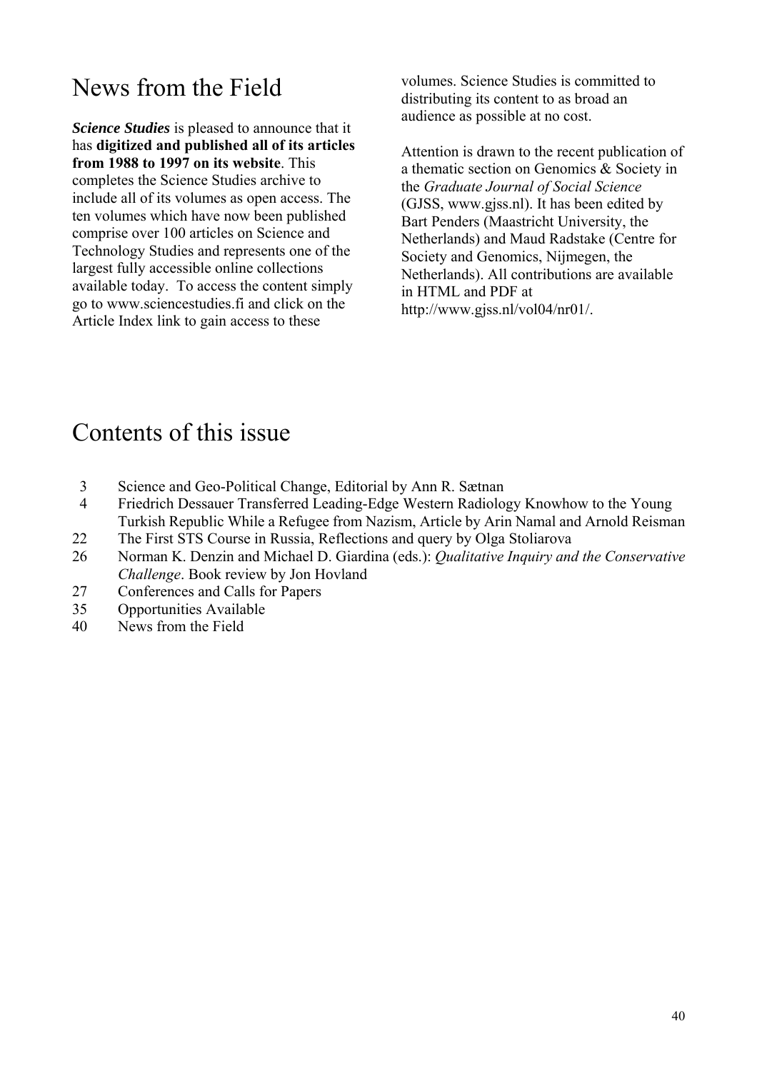# News from the Field

***Science Studies*** is pleased to announce that it has **digitized and published all of its articles from 1988 to 1997 on its website**. This completes the Science Studies archive to include all of its volumes as open access. The ten volumes which have now been published comprise over 100 articles on Science and Technology Studies and represents one of the largest fully accessible online collections available today. To access the content simply go to www.sciencestudies.fi and click on the Article Index link to gain access to these volumes. Science Studies is committed to distributing its content to as broad an audience as possible at no cost.

Attention is drawn to the recent publication of a thematic section on Genomics & Society in the *Graduate Journal of Social Science* (GJSS, www.gjss.nl). It has been edited by Bart Penders (Maastricht University, the Netherlands) and Maud Radstake (Centre for Society and Genomics, Nijmegen, the Netherlands). All contributions are available in HTML and PDF at http://www.gjss.nl/vol04/nr01/.

# Contents of this issue

| | |
|---|---|
| 3 | Science and Geo-Political Change, Editorial by Ann R. Sætnan |
| 4 | Friedrich Dessauer Transferred Leading-Edge Western Radiology Knowhow to the Young Turkish Republic While a Refugee from Nazism, Article by Arin Namal and Arnold Reisman |
| 22 | The First STS Course in Russia, Reflections and query by Olga Stoliarova |
| 26 | Norman K. Denzin and Michael D. Giardina (eds.): *Qualitative Inquiry and the Conservative Challenge*. Book review by Jon Hovland |
| 27 | Conferences and Calls for Papers |
| 35 | Opportunities Available |
| 40 | News from the Field |